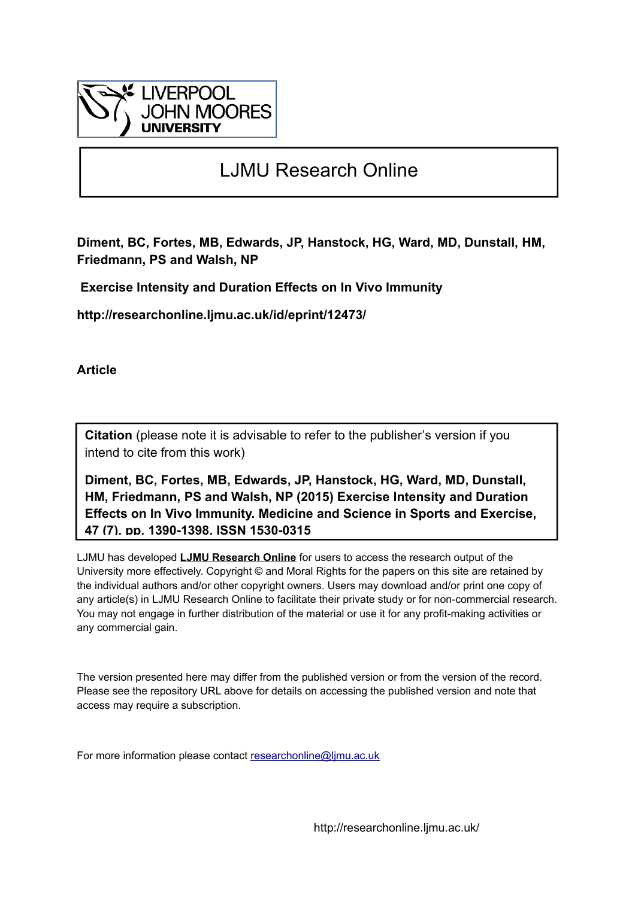LIVERPOOL JOHN MOORES UNIVERSITY

# LJMU Research Online

**Diment, BC, Fortes, MB, Edwards, JP, Hanstock, HG, Ward, MD, Dunstall, HM, Friedmann, PS and Walsh, NP**

**Exercise Intensity and Duration Effects on In Vivo Immunity**

**http://researchonline.ljmu.ac.uk/id/eprint/12473/**

**Article**

**Citation** (please note it is advisable to refer to the publisher's version if you intend to cite from this work)

**Diment, BC, Fortes, MB, Edwards, JP, Hanstock, HG, Ward, MD, Dunstall, HM, Friedmann, PS and Walsh, NP (2015) Exercise Intensity and Duration Effects on In Vivo Immunity. Medicine and Science in Sports and Exercise, 47 (7). pp. 1390-1398. ISSN 1530-0315**

LJMU has developed **LJMU Research Online** for users to access the research output of the University more effectively. Copyright © and Moral Rights for the papers on this site are retained by the individual authors and/or other copyright owners. Users may download and/or print one copy of any article(s) in LJMU Research Online to facilitate their private study or for non-commercial research. You may not engage in further distribution of the material or use it for any profit-making activities or any commercial gain.

The version presented here may differ from the published version or from the version of the record. Please see the repository URL above for details on accessing the published version and note that access may require a subscription.

For more information please contact researchonline@ljmu.ac.uk

http://researchonline.ljmu.ac.uk/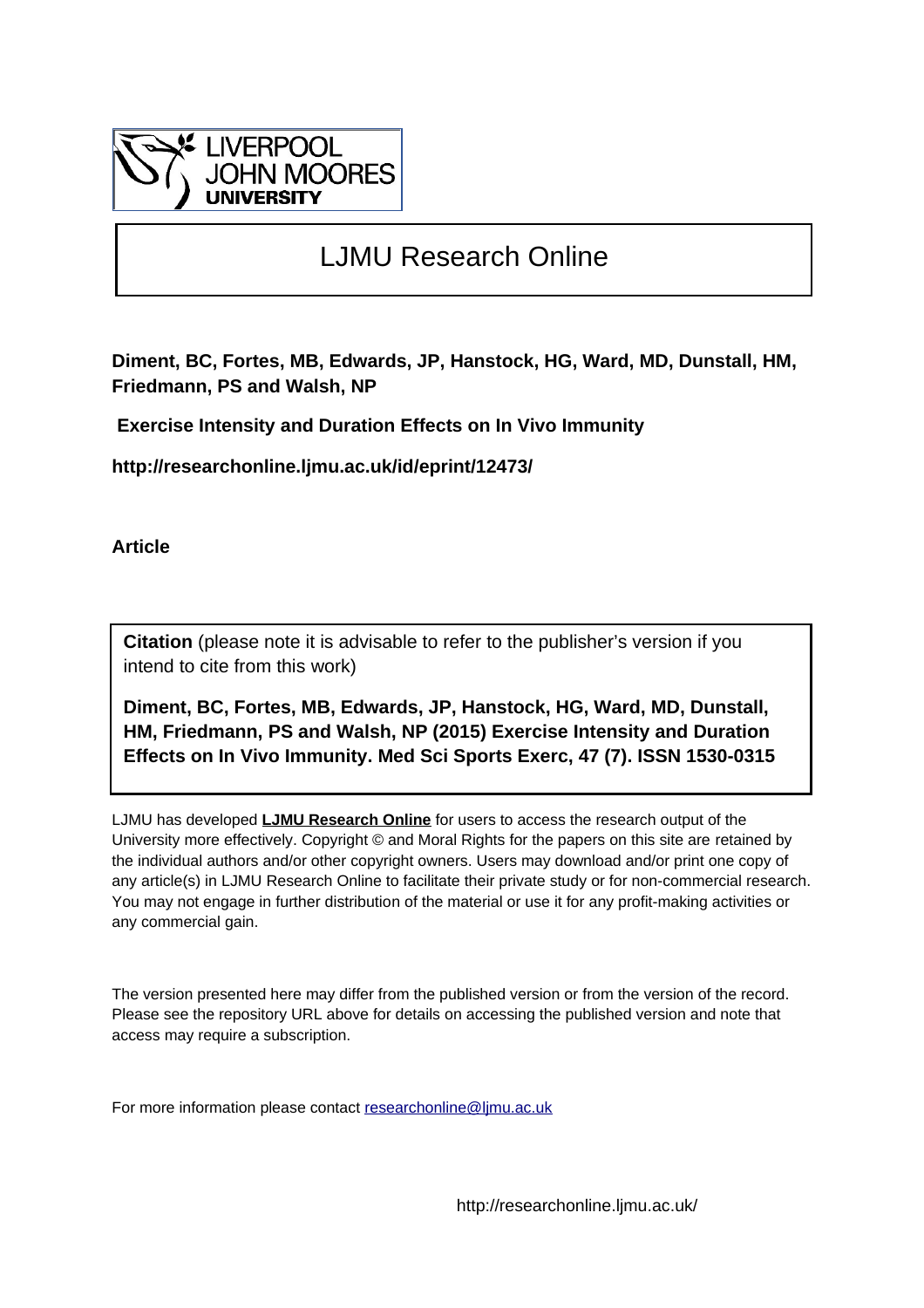LIVERPOOL JOHN MOORES UNIVERSITY

# LJMU Research Online

**Diment, BC, Fortes, MB, Edwards, JP, Hanstock, HG, Ward, MD, Dunstall, HM, Friedmann, PS and Walsh, NP**

**Exercise Intensity and Duration Effects on In Vivo Immunity**

**http://researchonline.ljmu.ac.uk/id/eprint/12473/**

**Article**

**Citation** (please note it is advisable to refer to the publisher's version if you intend to cite from this work)

**Diment, BC, Fortes, MB, Edwards, JP, Hanstock, HG, Ward, MD, Dunstall, HM, Friedmann, PS and Walsh, NP (2015) Exercise Intensity and Duration Effects on In Vivo Immunity. Med Sci Sports Exerc, 47 (7). ISSN 1530-0315**

LJMU has developed **LJMU Research Online** for users to access the research output of the University more effectively. Copyright © and Moral Rights for the papers on this site are retained by the individual authors and/or other copyright owners. Users may download and/or print one copy of any article(s) in LJMU Research Online to facilitate their private study or for non-commercial research. You may not engage in further distribution of the material or use it for any profit-making activities or any commercial gain.

The version presented here may differ from the published version or from the version of the record. Please see the repository URL above for details on accessing the published version and note that access may require a subscription.

For more information please contact researchonline@ljmu.ac.uk

http://researchonline.ljmu.ac.uk/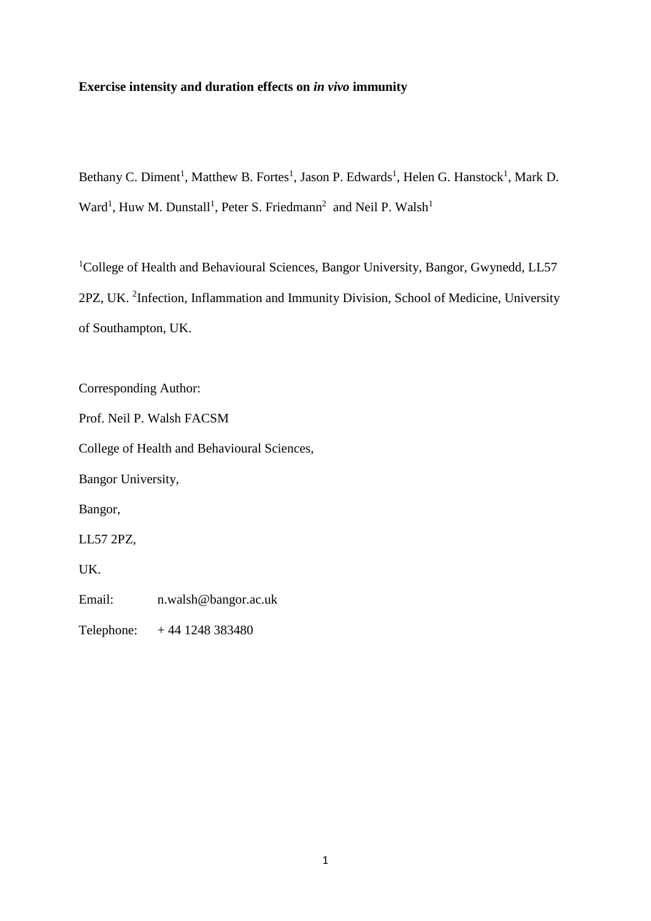**Exercise intensity and duration effects on *in vivo* immunity**

Bethany C. Diment[1], Matthew B. Fortes[1], Jason P. Edwards[1], Helen G. Hanstock[1], Mark D. Ward[1], Huw M. Dunstall[1], Peter S. Friedmann[2] and Neil P. Walsh[1]

[1]College of Health and Behavioural Sciences, Bangor University, Bangor, Gwynedd, LL57 2PZ, UK. [2]Infection, Inflammation and Immunity Division, School of Medicine, University of Southampton, UK.

Corresponding Author:

Prof. Neil P. Walsh FACSM

College of Health and Behavioural Sciences,

Bangor University,

Bangor,

LL57 2PZ,

UK.

Email: n.walsh@bangor.ac.uk

Telephone: + 44 1248 383480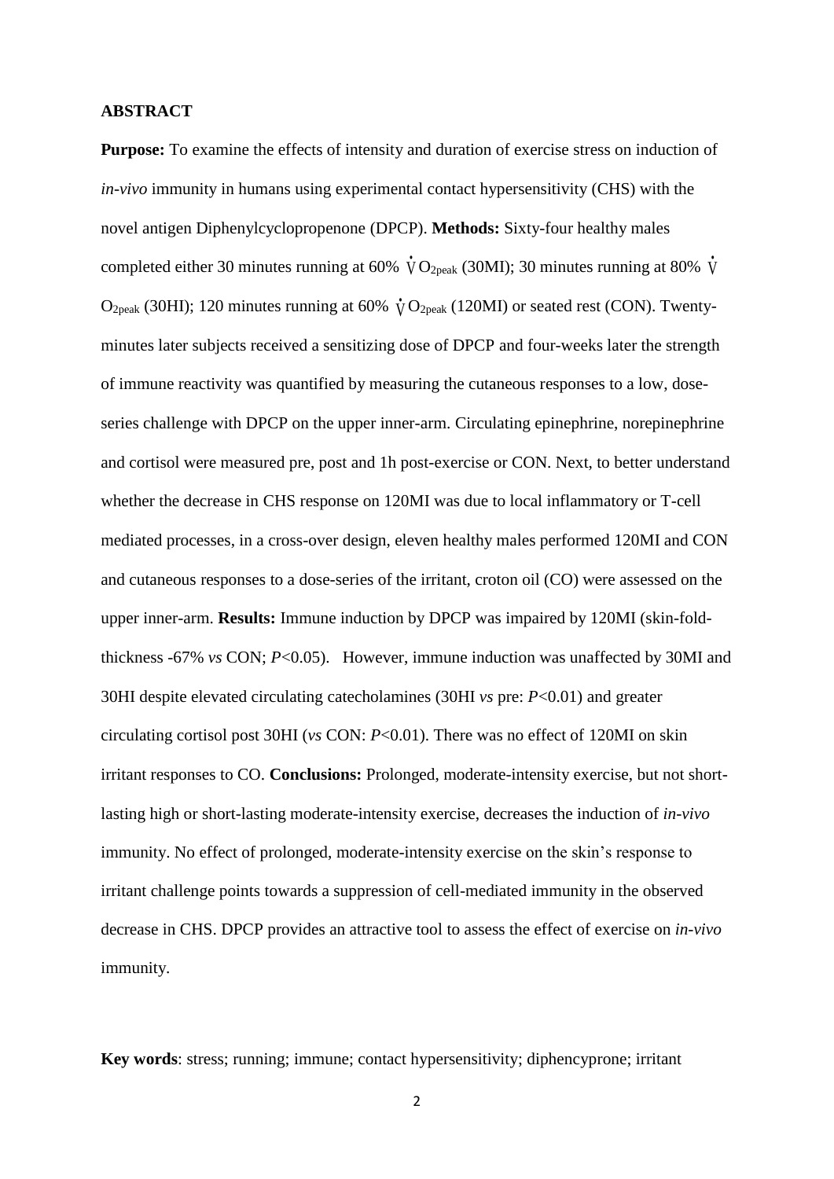## ABSTRACT

**Purpose:** To examine the effects of intensity and duration of exercise stress on induction of *in-vivo* immunity in humans using experimental contact hypersensitivity (CHS) with the novel antigen Diphenylcyclopropenone (DPCP). **Methods:** Sixty-four healthy males completed either 30 minutes running at 60% $\dot{V}O_{2peak}$ (30MI); 30 minutes running at 80% $\dot{V}O_{2peak}$ (30HI); 120 minutes running at 60% $\dot{V}O_{2peak}$ (120MI) or seated rest (CON). Twenty-minutes later subjects received a sensitizing dose of DPCP and four-weeks later the strength of immune reactivity was quantified by measuring the cutaneous responses to a low, dose-series challenge with DPCP on the upper inner-arm. Circulating epinephrine, norepinephrine and cortisol were measured pre, post and 1h post-exercise or CON. Next, to better understand whether the decrease in CHS response on 120MI was due to local inflammatory or T-cell mediated processes, in a cross-over design, eleven healthy males performed 120MI and CON and cutaneous responses to a dose-series of the irritant, croton oil (CO) were assessed on the upper inner-arm. **Results:** Immune induction by DPCP was impaired by 120MI (skin-fold-thickness -67% *vs* CON; $P<0.05$). However, immune induction was unaffected by 30MI and 30HI despite elevated circulating catecholamines (30HI *vs* pre: $P<0.01$) and greater circulating cortisol post 30HI (*vs* CON: $P<0.01$). There was no effect of 120MI on skin irritant responses to CO. **Conclusions:** Prolonged, moderate-intensity exercise, but not short-lasting high or short-lasting moderate-intensity exercise, decreases the induction of *in-vivo* immunity. No effect of prolonged, moderate-intensity exercise on the skin's response to irritant challenge points towards a suppression of cell-mediated immunity in the observed decrease in CHS. DPCP provides an attractive tool to assess the effect of exercise on *in-vivo* immunity.

**Key words**: stress; running; immune; contact hypersensitivity; diphencyprone; irritant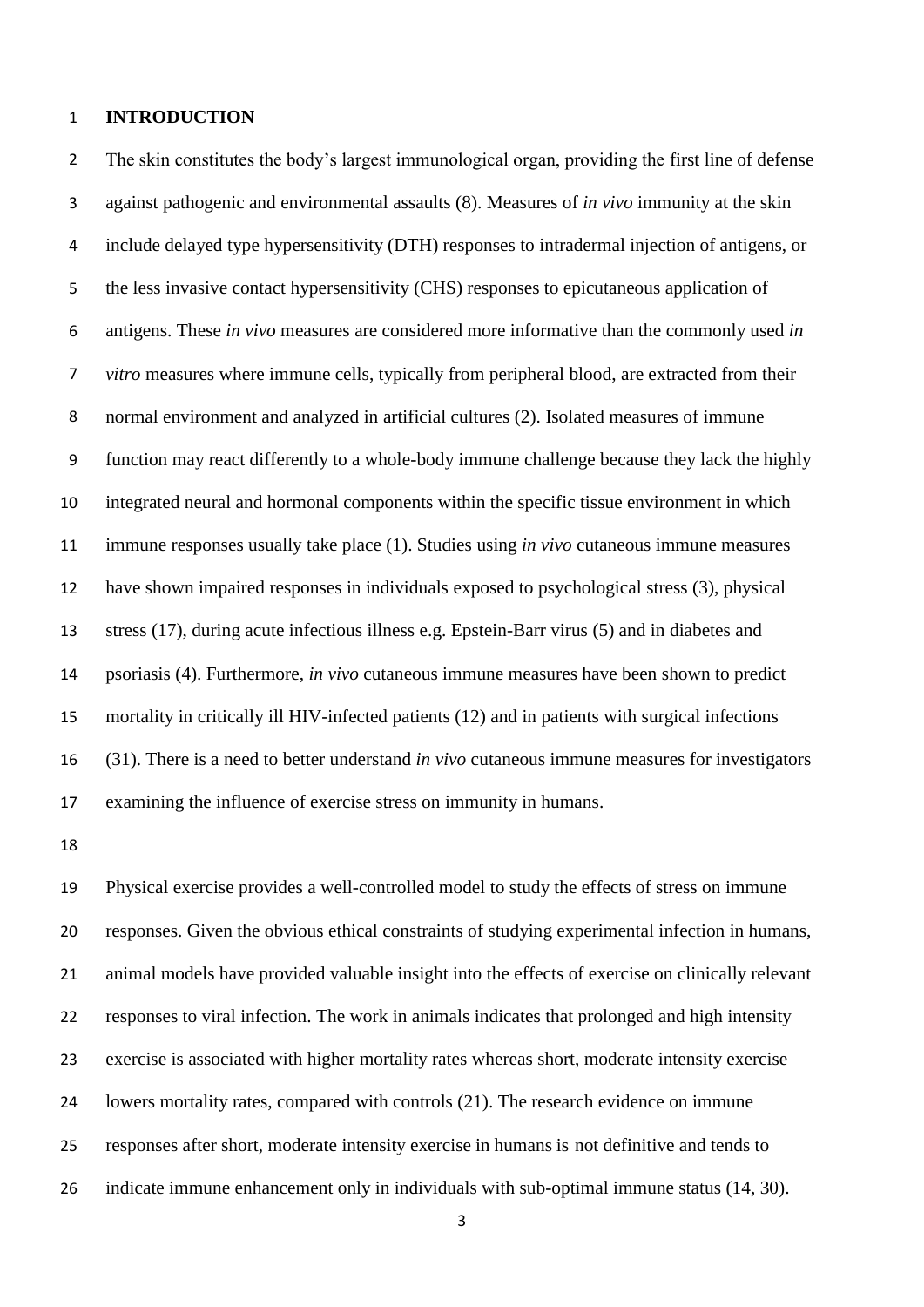## INTRODUCTION

The skin constitutes the body's largest immunological organ, providing the first line of defense against pathogenic and environmental assaults (8). Measures of *in vivo* immunity at the skin include delayed type hypersensitivity (DTH) responses to intradermal injection of antigens, or the less invasive contact hypersensitivity (CHS) responses to epicutaneous application of antigens. These *in vivo* measures are considered more informative than the commonly used *in vitro* measures where immune cells, typically from peripheral blood, are extracted from their normal environment and analyzed in artificial cultures (2). Isolated measures of immune function may react differently to a whole-body immune challenge because they lack the highly integrated neural and hormonal components within the specific tissue environment in which immune responses usually take place (1). Studies using *in vivo* cutaneous immune measures have shown impaired responses in individuals exposed to psychological stress (3), physical stress (17), during acute infectious illness e.g. Epstein-Barr virus (5) and in diabetes and psoriasis (4). Furthermore, *in vivo* cutaneous immune measures have been shown to predict mortality in critically ill HIV-infected patients (12) and in patients with surgical infections (31). There is a need to better understand *in vivo* cutaneous immune measures for investigators examining the influence of exercise stress on immunity in humans.

Physical exercise provides a well-controlled model to study the effects of stress on immune responses. Given the obvious ethical constraints of studying experimental infection in humans, animal models have provided valuable insight into the effects of exercise on clinically relevant responses to viral infection. The work in animals indicates that prolonged and high intensity exercise is associated with higher mortality rates whereas short, moderate intensity exercise lowers mortality rates, compared with controls (21). The research evidence on immune responses after short, moderate intensity exercise in humans is not definitive and tends to indicate immune enhancement only in individuals with sub-optimal immune status (14, 30).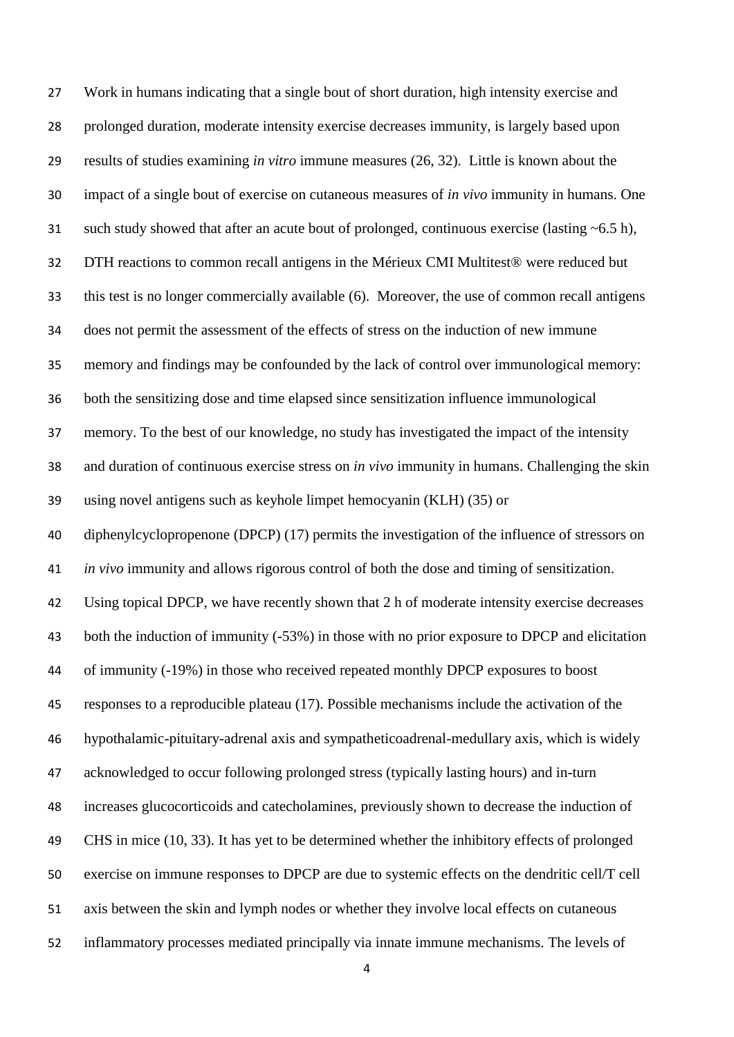Work in humans indicating that a single bout of short duration, high intensity exercise and prolonged duration, moderate intensity exercise decreases immunity, is largely based upon results of studies examining *in vitro* immune measures (26, 32). Little is known about the impact of a single bout of exercise on cutaneous measures of *in vivo* immunity in humans. One such study showed that after an acute bout of prolonged, continuous exercise (lasting ~6.5 h), DTH reactions to common recall antigens in the Mérieux CMI Multitest® were reduced but this test is no longer commercially available (6). Moreover, the use of common recall antigens does not permit the assessment of the effects of stress on the induction of new immune memory and findings may be confounded by the lack of control over immunological memory: both the sensitizing dose and time elapsed since sensitization influence immunological memory. To the best of our knowledge, no study has investigated the impact of the intensity and duration of continuous exercise stress on *in vivo* immunity in humans. Challenging the skin using novel antigens such as keyhole limpet hemocyanin (KLH) (35) or diphenylcyclopropenone (DPCP) (17) permits the investigation of the influence of stressors on *in vivo* immunity and allows rigorous control of both the dose and timing of sensitization. Using topical DPCP, we have recently shown that 2 h of moderate intensity exercise decreases both the induction of immunity (-53%) in those with no prior exposure to DPCP and elicitation of immunity (-19%) in those who received repeated monthly DPCP exposures to boost responses to a reproducible plateau (17). Possible mechanisms include the activation of the hypothalamic-pituitary-adrenal axis and sympatheticoadrenal-medullary axis, which is widely acknowledged to occur following prolonged stress (typically lasting hours) and in-turn increases glucocorticoids and catecholamines, previously shown to decrease the induction of CHS in mice (10, 33). It has yet to be determined whether the inhibitory effects of prolonged exercise on immune responses to DPCP are due to systemic effects on the dendritic cell/T cell axis between the skin and lymph nodes or whether they involve local effects on cutaneous inflammatory processes mediated principally via innate immune mechanisms. The levels of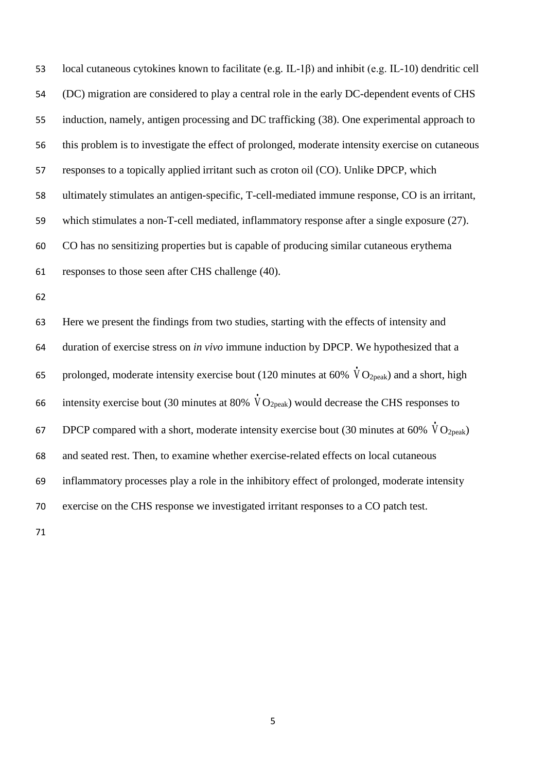local cutaneous cytokines known to facilitate (e.g. IL-1β) and inhibit (e.g. IL-10) dendritic cell (DC) migration are considered to play a central role in the early DC-dependent events of CHS induction, namely, antigen processing and DC trafficking (38). One experimental approach to this problem is to investigate the effect of prolonged, moderate intensity exercise on cutaneous responses to a topically applied irritant such as croton oil (CO). Unlike DPCP, which ultimately stimulates an antigen-specific, T-cell-mediated immune response, CO is an irritant, which stimulates a non-T-cell mediated, inflammatory response after a single exposure (27). CO has no sensitizing properties but is capable of producing similar cutaneous erythema responses to those seen after CHS challenge (40).

Here we present the findings from two studies, starting with the effects of intensity and duration of exercise stress on *in vivo* immune induction by DPCP. We hypothesized that a prolonged, moderate intensity exercise bout (120 minutes at 60% $\dot{V}O_{2peak}$) and a short, high intensity exercise bout (30 minutes at 80% $\dot{V}O_{2peak}$) would decrease the CHS responses to DPCP compared with a short, moderate intensity exercise bout (30 minutes at 60% $\dot{V}O_{2peak}$) and seated rest. Then, to examine whether exercise-related effects on local cutaneous inflammatory processes play a role in the inhibitory effect of prolonged, moderate intensity exercise on the CHS response we investigated irritant responses to a CO patch test.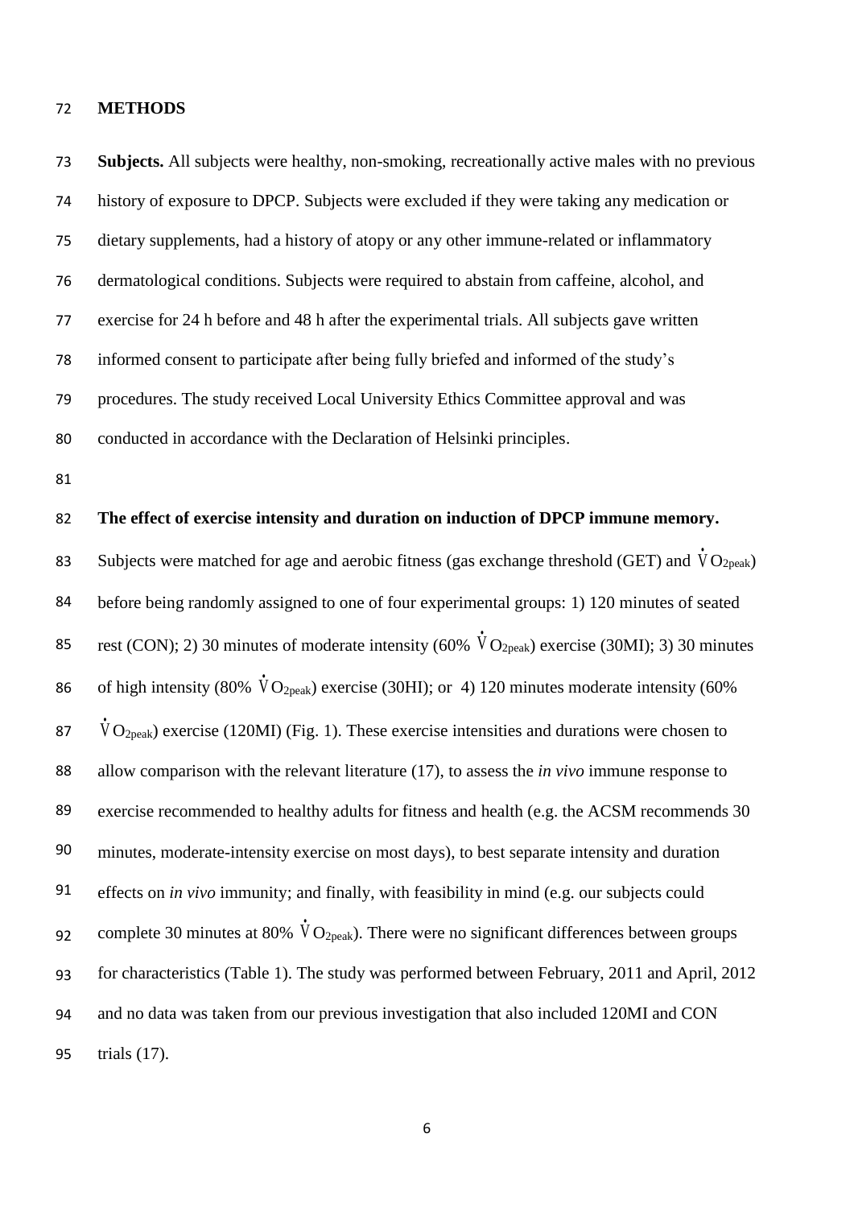## METHODS

**Subjects.** All subjects were healthy, non-smoking, recreationally active males with no previous history of exposure to DPCP. Subjects were excluded if they were taking any medication or dietary supplements, had a history of atopy or any other immune-related or inflammatory dermatological conditions. Subjects were required to abstain from caffeine, alcohol, and exercise for 24 h before and 48 h after the experimental trials. All subjects gave written informed consent to participate after being fully briefed and informed of the study's procedures. The study received Local University Ethics Committee approval and was conducted in accordance with the Declaration of Helsinki principles.

**The effect of exercise intensity and duration on induction of DPCP immune memory.** Subjects were matched for age and aerobic fitness (gas exchange threshold (GET) and $\dot{V}O_{2peak}$) before being randomly assigned to one of four experimental groups: 1) 120 minutes of seated rest (CON); 2) 30 minutes of moderate intensity (60% $\dot{V}O_{2peak}$) exercise (30MI); 3) 30 minutes of high intensity (80% $\dot{V}O_{2peak}$) exercise (30HI); or 4) 120 minutes moderate intensity (60% $\dot{V}O_{2peak}$) exercise (120MI) (Fig. 1). These exercise intensities and durations were chosen to allow comparison with the relevant literature (17), to assess the *in vivo* immune response to exercise recommended to healthy adults for fitness and health (e.g. the ACSM recommends 30 minutes, moderate-intensity exercise on most days), to best separate intensity and duration effects on *in vivo* immunity; and finally, with feasibility in mind (e.g. our subjects could complete 30 minutes at 80% $\dot{V}O_{2peak}$). There were no significant differences between groups for characteristics (Table 1). The study was performed between February, 2011 and April, 2012 and no data was taken from our previous investigation that also included 120MI and CON trials (17).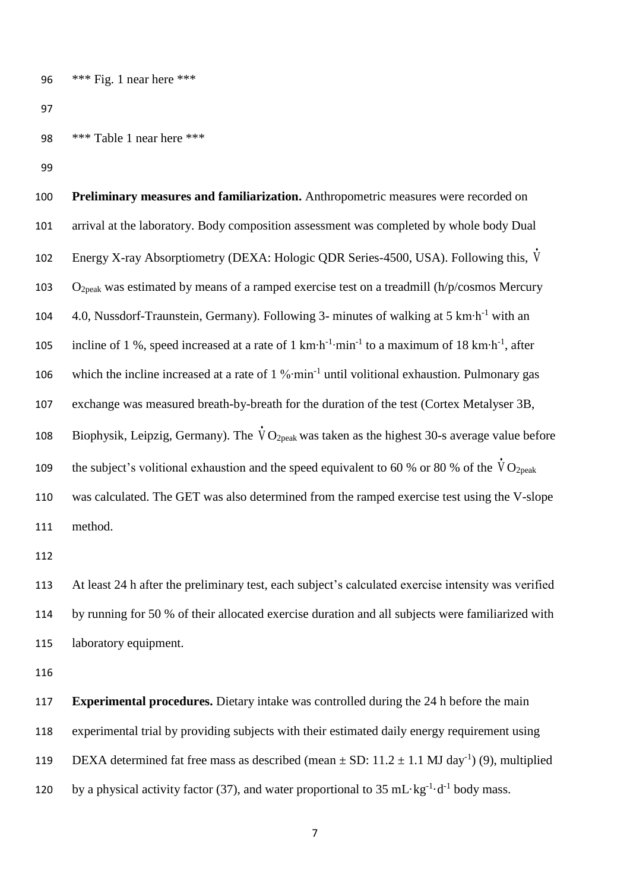*** Fig. 1 near here ***

*** Table 1 near here ***

**Preliminary measures and familiarization.** Anthropometric measures were recorded on arrival at the laboratory. Body composition assessment was completed by whole body Dual Energy X-ray Absorptiometry (DEXA: Hologic QDR Series-4500, USA). Following this, $\dot{V}O_{2peak}$ was estimated by means of a ramped exercise test on a treadmill (h/p/cosmos Mercury 4.0, Nussdorf-Traunstein, Germany). Following 3- minutes of walking at 5 $km \cdot h^{-1}$ with an incline of 1 %, speed increased at a rate of 1 $km \cdot h^{-1} \cdot min^{-1}$ to a maximum of 18 $km \cdot h^{-1}$, after which the incline increased at a rate of 1 $\% \cdot min^{-1}$ until volitional exhaustion. Pulmonary gas exchange was measured breath-by-breath for the duration of the test (Cortex Metalyser 3B, Biophysik, Leipzig, Germany). The $\dot{V}O_{2peak}$ was taken as the highest 30-s average value before the subject's volitional exhaustion and the speed equivalent to 60 % or 80 % of the $\dot{V}O_{2peak}$ was calculated. The GET was also determined from the ramped exercise test using the V-slope method.

At least 24 h after the preliminary test, each subject's calculated exercise intensity was verified by running for 50 % of their allocated exercise duration and all subjects were familiarized with laboratory equipment.

**Experimental procedures.** Dietary intake was controlled during the 24 h before the main experimental trial by providing subjects with their estimated daily energy requirement using DEXA determined fat free mass as described (mean ± SD: 11.2 ± 1.1 MJ $day^{-1}$) (9), multiplied by a physical activity factor (37), and water proportional to 35 $mL \cdot kg^{-1} \cdot d^{-1}$ body mass.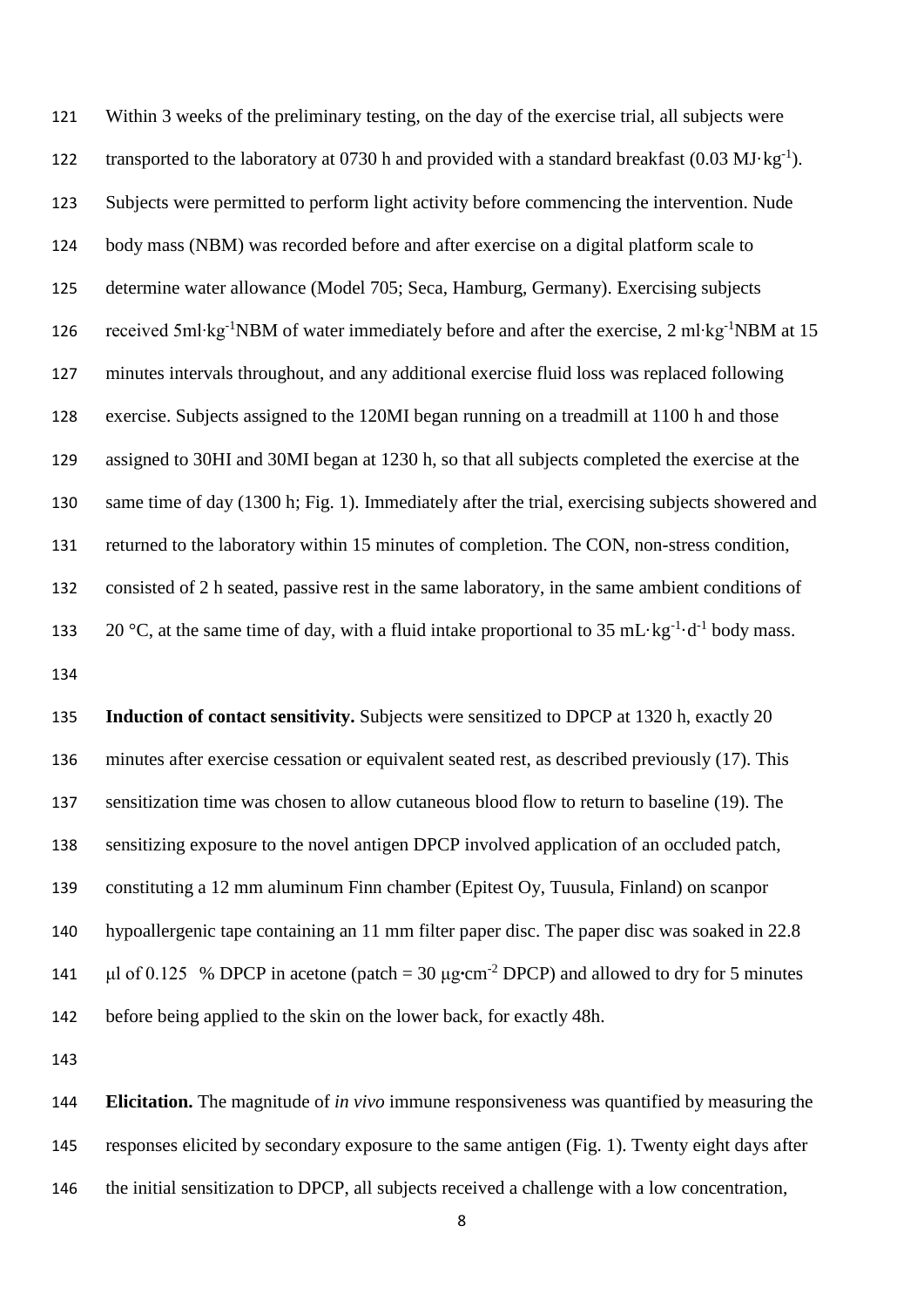Within 3 weeks of the preliminary testing, on the day of the exercise trial, all subjects were transported to the laboratory at 0730 h and provided with a standard breakfast (0.03 $MJ \cdot kg^{-1}$). Subjects were permitted to perform light activity before commencing the intervention. Nude body mass (NBM) was recorded before and after exercise on a digital platform scale to determine water allowance (Model 705; Seca, Hamburg, Germany). Exercising subjects received 5$ml \cdot kg^{-1}$NBM of water immediately before and after the exercise, 2 $ml \cdot kg^{-1}$NBM at 15 minutes intervals throughout, and any additional exercise fluid loss was replaced following exercise. Subjects assigned to the 120MI began running on a treadmill at 1100 h and those assigned to 30HI and 30MI began at 1230 h, so that all subjects completed the exercise at the same time of day (1300 h; Fig. 1). Immediately after the trial, exercising subjects showered and returned to the laboratory within 15 minutes of completion. The CON, non-stress condition, consisted of 2 h seated, passive rest in the same laboratory, in the same ambient conditions of 20 °C, at the same time of day, with a fluid intake proportional to 35 $mL \cdot kg^{-1} \cdot d^{-1}$ body mass.

**Induction of contact sensitivity.** Subjects were sensitized to DPCP at 1320 h, exactly 20 minutes after exercise cessation or equivalent seated rest, as described previously (17). This sensitization time was chosen to allow cutaneous blood flow to return to baseline (19). The sensitizing exposure to the novel antigen DPCP involved application of an occluded patch, constituting a 12 mm aluminum Finn chamber (Epitest Oy, Tuusula, Finland) on scanpor hypoallergenic tape containing an 11 mm filter paper disc. The paper disc was soaked in 22.8 µl of 0.125 % DPCP in acetone (patch = 30 $\mu g \cdot cm^{-2}$ DPCP) and allowed to dry for 5 minutes before being applied to the skin on the lower back, for exactly 48h.

**Elicitation.** The magnitude of *in vivo* immune responsiveness was quantified by measuring the responses elicited by secondary exposure to the same antigen (Fig. 1). Twenty eight days after the initial sensitization to DPCP, all subjects received a challenge with a low concentration,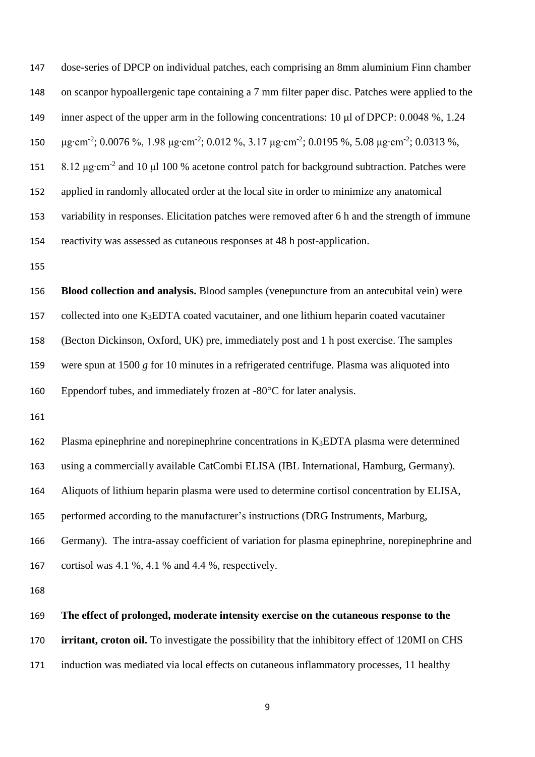dose-series of DPCP on individual patches, each comprising an 8mm aluminium Finn chamber on scanpor hypoallergenic tape containing a 7 mm filter paper disc. Patches were applied to the inner aspect of the upper arm in the following concentrations: 10 μl of DPCP: 0.0048 %, 1.24 $\mu g{\cdot}cm^{-2}$; 0.0076 %, 1.98 $\mu g{\cdot}cm^{-2}$; 0.012 %, 3.17 $\mu g{\cdot}cm^{-2}$; 0.0195 %, 5.08 $\mu g{\cdot}cm^{-2}$; 0.0313 %, 8.12 $\mu g{\cdot}cm^{-2}$ and 10 μl 100 % acetone control patch for background subtraction. Patches were applied in randomly allocated order at the local site in order to minimize any anatomical variability in responses. Elicitation patches were removed after 6 h and the strength of immune reactivity was assessed as cutaneous responses at 48 h post-application.

**Blood collection and analysis.** Blood samples (venepuncture from an antecubital vein) were collected into one $K_3EDTA$ coated vacutainer, and one lithium heparin coated vacutainer (Becton Dickinson, Oxford, UK) pre, immediately post and 1 h post exercise. The samples were spun at 1500 *g* for 10 minutes in a refrigerated centrifuge. Plasma was aliquoted into Eppendorf tubes, and immediately frozen at -80°C for later analysis.

Plasma epinephrine and norepinephrine concentrations in $K_3EDTA$ plasma were determined using a commercially available CatCombi ELISA (IBL International, Hamburg, Germany). Aliquots of lithium heparin plasma were used to determine cortisol concentration by ELISA, performed according to the manufacturer's instructions (DRG Instruments, Marburg, Germany). The intra-assay coefficient of variation for plasma epinephrine, norepinephrine and cortisol was 4.1 %, 4.1 % and 4.4 %, respectively.

**The effect of prolonged, moderate intensity exercise on the cutaneous response to the irritant, croton oil.** To investigate the possibility that the inhibitory effect of 120MI on CHS induction was mediated via local effects on cutaneous inflammatory processes, 11 healthy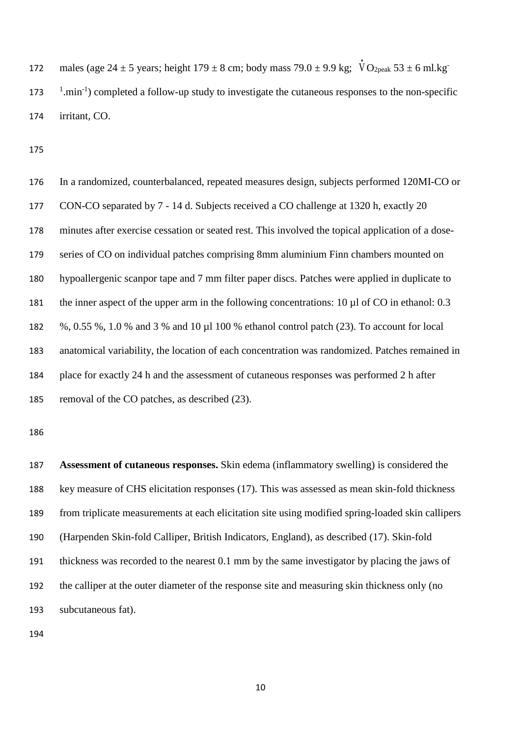males (age 24 ± 5 years; height 179 ± 8 cm; body mass 79.0 ± 9.9 kg; $\dot{V}O_{2peak}$ 53 ± 6 ml.kg$^{-1}$.min$^{-1}$) completed a follow-up study to investigate the cutaneous responses to the non-specific irritant, CO.

In a randomized, counterbalanced, repeated measures design, subjects performed 120MI-CO or CON-CO separated by 7 - 14 d. Subjects received a CO challenge at 1320 h, exactly 20 minutes after exercise cessation or seated rest. This involved the topical application of a dose-series of CO on individual patches comprising 8mm aluminium Finn chambers mounted on hypoallergenic scanpor tape and 7 mm filter paper discs. Patches were applied in duplicate to the inner aspect of the upper arm in the following concentrations: 10 µl of CO in ethanol: 0.3 %, 0.55 %, 1.0 % and 3 % and 10 µl 100 % ethanol control patch (23). To account for local anatomical variability, the location of each concentration was randomized. Patches remained in place for exactly 24 h and the assessment of cutaneous responses was performed 2 h after removal of the CO patches, as described (23).

**Assessment of cutaneous responses.** Skin edema (inflammatory swelling) is considered the key measure of CHS elicitation responses (17). This was assessed as mean skin-fold thickness from triplicate measurements at each elicitation site using modified spring-loaded skin callipers (Harpenden Skin-fold Calliper, British Indicators, England), as described (17). Skin-fold thickness was recorded to the nearest 0.1 mm by the same investigator by placing the jaws of the calliper at the outer diameter of the response site and measuring skin thickness only (no subcutaneous fat).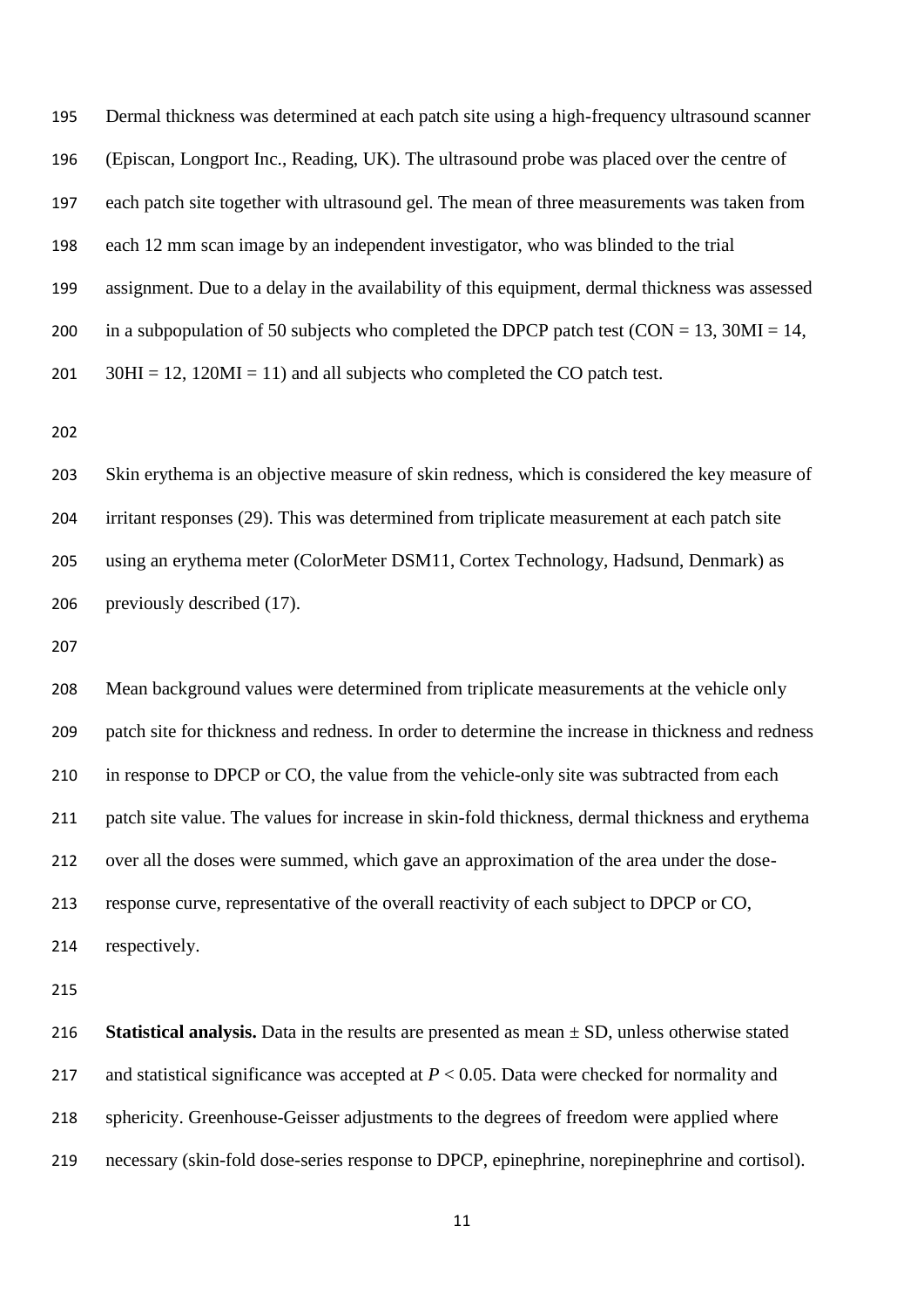Dermal thickness was determined at each patch site using a high-frequency ultrasound scanner (Episcan, Longport Inc., Reading, UK). The ultrasound probe was placed over the centre of each patch site together with ultrasound gel. The mean of three measurements was taken from each 12 mm scan image by an independent investigator, who was blinded to the trial assignment. Due to a delay in the availability of this equipment, dermal thickness was assessed in a subpopulation of 50 subjects who completed the DPCP patch test (CON = 13, 30MI = 14, 30HI = 12, 120MI = 11) and all subjects who completed the CO patch test.

Skin erythema is an objective measure of skin redness, which is considered the key measure of irritant responses (29). This was determined from triplicate measurement at each patch site using an erythema meter (ColorMeter DSM11, Cortex Technology, Hadsund, Denmark) as previously described (17).

Mean background values were determined from triplicate measurements at the vehicle only patch site for thickness and redness. In order to determine the increase in thickness and redness in response to DPCP or CO, the value from the vehicle-only site was subtracted from each patch site value. The values for increase in skin-fold thickness, dermal thickness and erythema over all the doses were summed, which gave an approximation of the area under the dose-response curve, representative of the overall reactivity of each subject to DPCP or CO, respectively.

**Statistical analysis.** Data in the results are presented as mean ± SD, unless otherwise stated and statistical significance was accepted at $P < 0.05$. Data were checked for normality and sphericity. Greenhouse-Geisser adjustments to the degrees of freedom were applied where necessary (skin-fold dose-series response to DPCP, epinephrine, norepinephrine and cortisol).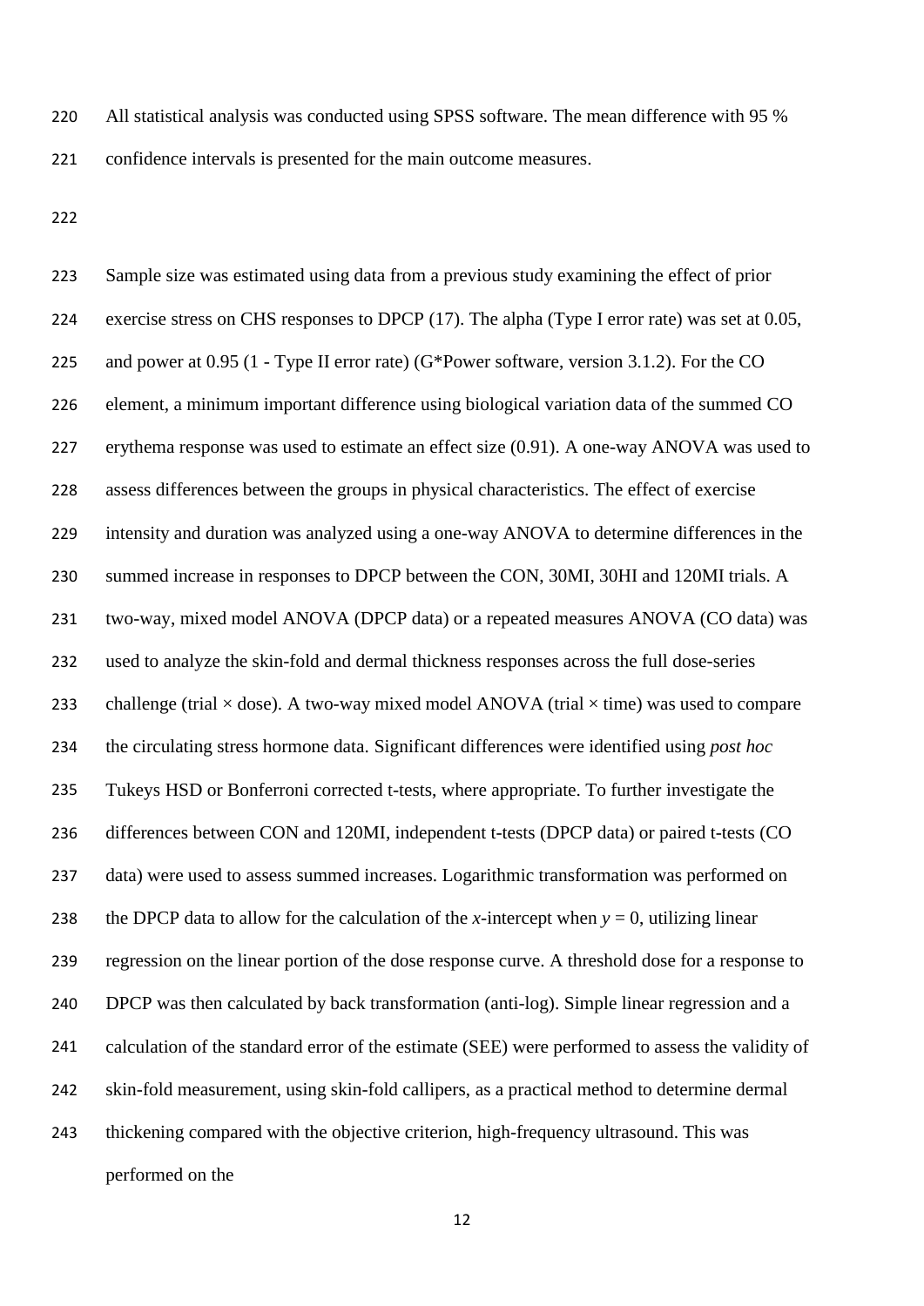All statistical analysis was conducted using SPSS software. The mean difference with 95 % confidence intervals is presented for the main outcome measures.

Sample size was estimated using data from a previous study examining the effect of prior exercise stress on CHS responses to DPCP (17). The alpha (Type I error rate) was set at 0.05, and power at 0.95 (1 - Type II error rate) (G*Power software, version 3.1.2). For the CO element, a minimum important difference using biological variation data of the summed CO erythema response was used to estimate an effect size (0.91). A one-way ANOVA was used to assess differences between the groups in physical characteristics. The effect of exercise intensity and duration was analyzed using a one-way ANOVA to determine differences in the summed increase in responses to DPCP between the CON, 30MI, 30HI and 120MI trials. A two-way, mixed model ANOVA (DPCP data) or a repeated measures ANOVA (CO data) was used to analyze the skin-fold and dermal thickness responses across the full dose-series challenge (trial × dose). A two-way mixed model ANOVA (trial × time) was used to compare the circulating stress hormone data. Significant differences were identified using *post hoc* Tukeys HSD or Bonferroni corrected t-tests, where appropriate. To further investigate the differences between CON and 120MI, independent t-tests (DPCP data) or paired t-tests (CO data) were used to assess summed increases. Logarithmic transformation was performed on the DPCP data to allow for the calculation of the $x$-intercept when $y = 0$, utilizing linear regression on the linear portion of the dose response curve. A threshold dose for a response to DPCP was then calculated by back transformation (anti-log). Simple linear regression and a calculation of the standard error of the estimate (SEE) were performed to assess the validity of skin-fold measurement, using skin-fold callipers, as a practical method to determine dermal thickening compared with the objective criterion, high-frequency ultrasound. This was performed on the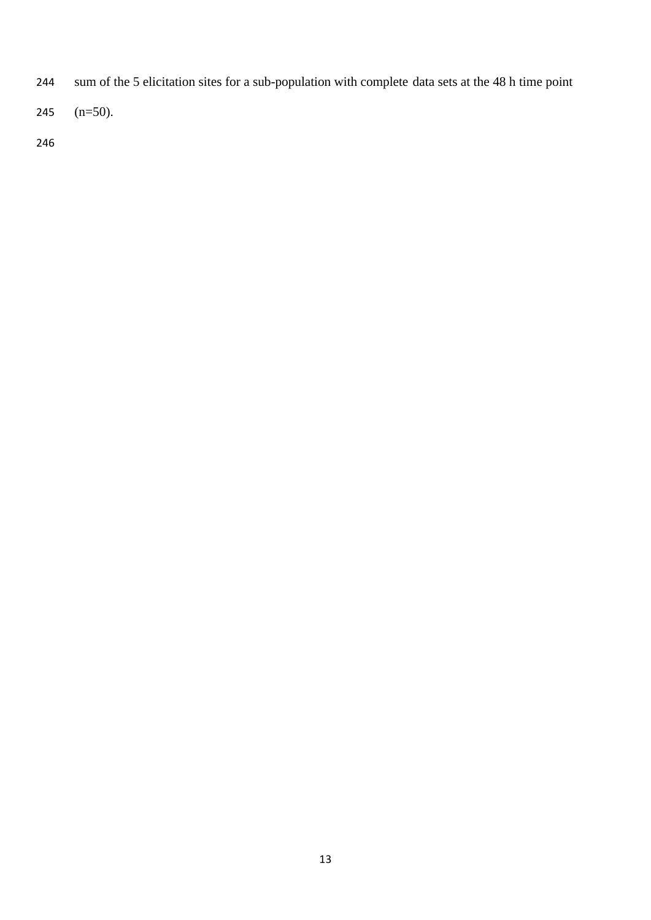sum of the 5 elicitation sites for a sub-population with complete data sets at the 48 h time point (n=50).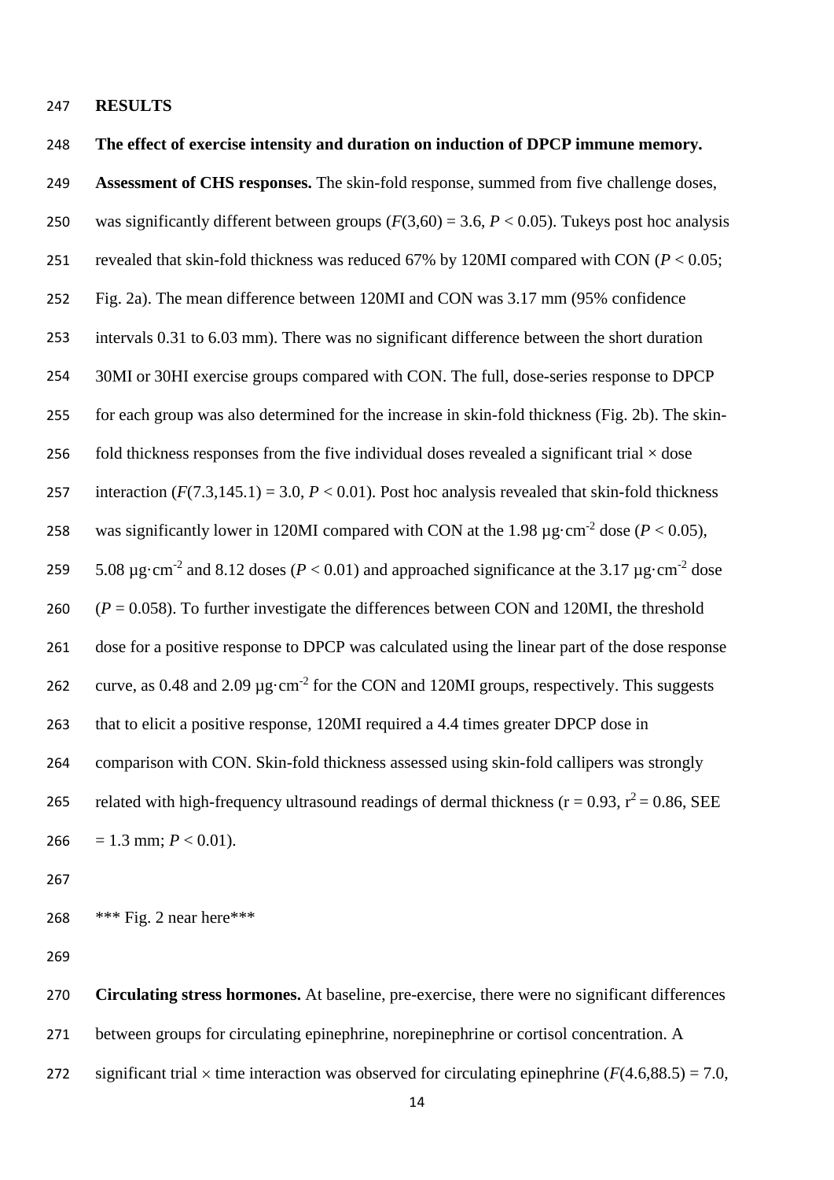## RESULTS

### The effect of exercise intensity and duration on induction of DPCP immune memory.

**Assessment of CHS responses.** The skin-fold response, summed from five challenge doses, was significantly different between groups ($F(3,60) = 3.6$, $P < 0.05$). Tukeys post hoc analysis revealed that skin-fold thickness was reduced 67% by 120MI compared with CON ($P < 0.05$; Fig. 2a). The mean difference between 120MI and CON was 3.17 mm (95% confidence intervals 0.31 to 6.03 mm). There was no significant difference between the short duration 30MI or 30HI exercise groups compared with CON. The full, dose-series response to DPCP for each group was also determined for the increase in skin-fold thickness (Fig. 2b). The skin-fold thickness responses from the five individual doses revealed a significant trial × dose interaction ($F(7.3,145.1) = 3.0$, $P < 0.01$). Post hoc analysis revealed that skin-fold thickness was significantly lower in 120MI compared with CON at the 1.98 $\mu g \cdot cm^{-2}$ dose ($P < 0.05$), 5.08 $\mu g \cdot cm^{-2}$ and 8.12 doses ($P < 0.01$) and approached significance at the 3.17 $\mu g \cdot cm^{-2}$ dose ($P = 0.058$). To further investigate the differences between CON and 120MI, the threshold dose for a positive response to DPCP was calculated using the linear part of the dose response curve, as 0.48 and 2.09 $\mu g \cdot cm^{-2}$ for the CON and 120MI groups, respectively. This suggests that to elicit a positive response, 120MI required a 4.4 times greater DPCP dose in comparison with CON. Skin-fold thickness assessed using skin-fold callipers was strongly related with high-frequency ultrasound readings of dermal thickness ($r = 0.93$, $r^2 = 0.86$, SEE = 1.3 mm; $P < 0.01$).

*** Fig. 2 near here***

**Circulating stress hormones.** At baseline, pre-exercise, there were no significant differences between groups for circulating epinephrine, norepinephrine or cortisol concentration. A significant trial × time interaction was observed for circulating epinephrine ($F(4.6,88.5) = 7.0$,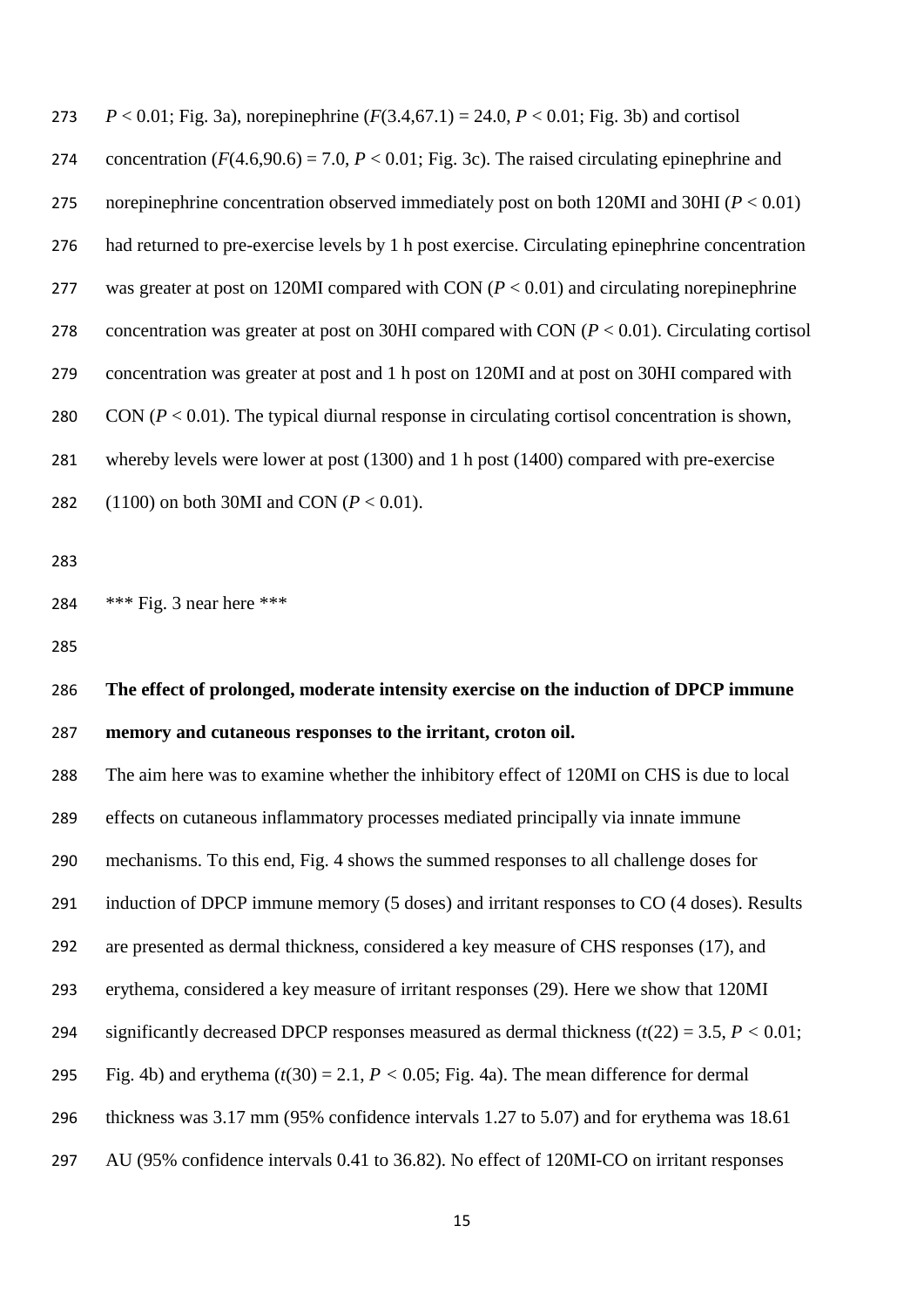$P < 0.01$; Fig. 3a), norepinephrine ($F(3.4,67.1) = 24.0$, $P < 0.01$; Fig. 3b) and cortisol concentration ($F(4.6,90.6) = 7.0$, $P < 0.01$; Fig. 3c). The raised circulating epinephrine and norepinephrine concentration observed immediately post on both 120MI and 30HI ($P < 0.01$) had returned to pre-exercise levels by 1 h post exercise. Circulating epinephrine concentration was greater at post on 120MI compared with CON ($P < 0.01$) and circulating norepinephrine concentration was greater at post on 30HI compared with CON ($P < 0.01$). Circulating cortisol concentration was greater at post and 1 h post on 120MI and at post on 30HI compared with CON ($P < 0.01$). The typical diurnal response in circulating cortisol concentration is shown, whereby levels were lower at post (1300) and 1 h post (1400) compared with pre-exercise (1100) on both 30MI and CON ($P < 0.01$).

*** Fig. 3 near here ***

**The effect of prolonged, moderate intensity exercise on the induction of DPCP immune memory and cutaneous responses to the irritant, croton oil.**

The aim here was to examine whether the inhibitory effect of 120MI on CHS is due to local effects on cutaneous inflammatory processes mediated principally via innate immune mechanisms. To this end, Fig. 4 shows the summed responses to all challenge doses for induction of DPCP immune memory (5 doses) and irritant responses to CO (4 doses). Results are presented as dermal thickness, considered a key measure of CHS responses (17), and erythema, considered a key measure of irritant responses (29). Here we show that 120MI significantly decreased DPCP responses measured as dermal thickness ($t(22) = 3.5$, $P < 0.01$; Fig. 4b) and erythema ($t(30) = 2.1$, $P < 0.05$; Fig. 4a). The mean difference for dermal thickness was 3.17 mm (95% confidence intervals 1.27 to 5.07) and for erythema was 18.61 AU (95% confidence intervals 0.41 to 36.82). No effect of 120MI-CO on irritant responses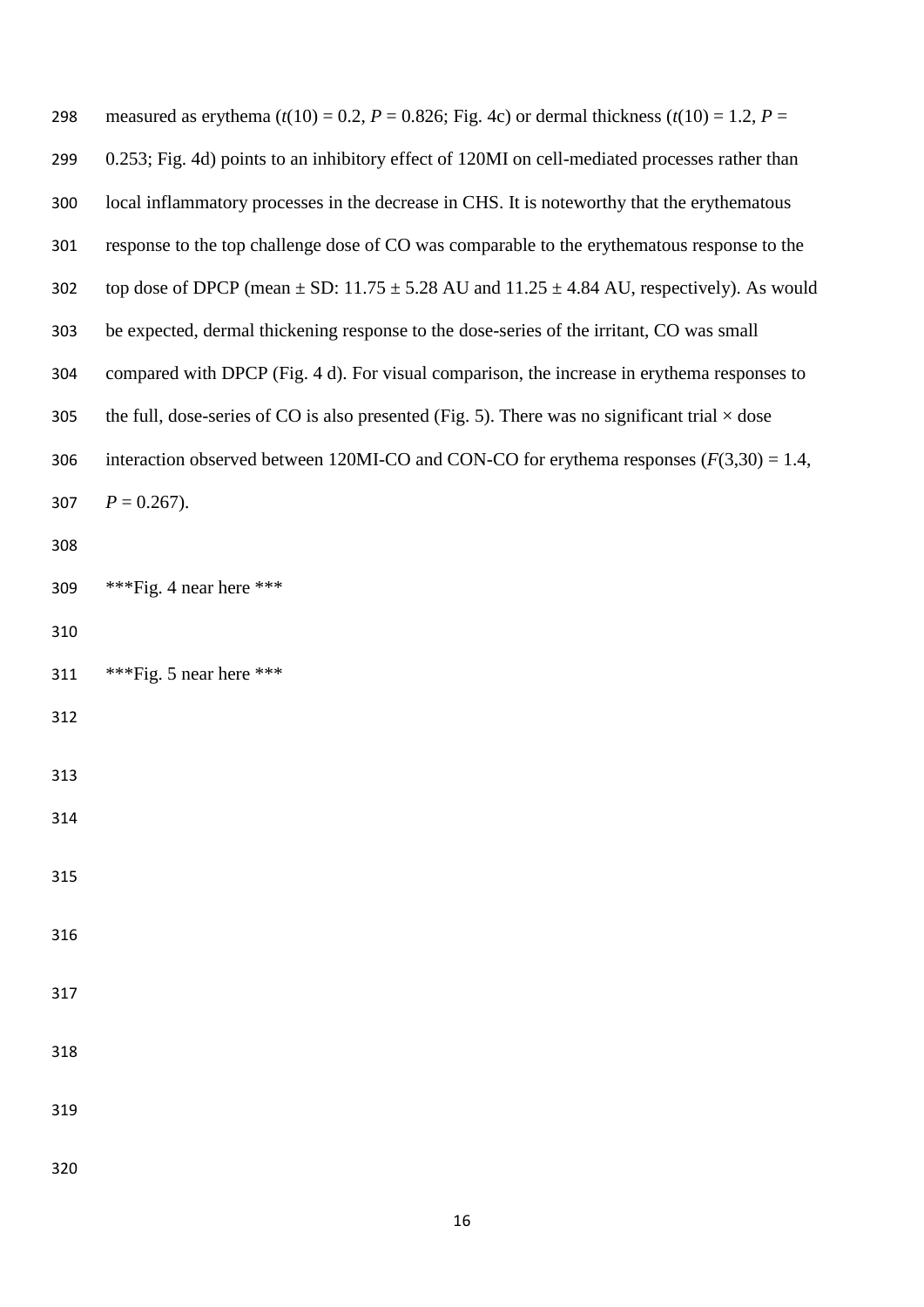measured as erythema ($t(10) = 0.2$, $P = 0.826$; Fig. 4c) or dermal thickness ($t(10) = 1.2$, $P = 0.253$; Fig. 4d) points to an inhibitory effect of 120MI on cell-mediated processes rather than local inflammatory processes in the decrease in CHS. It is noteworthy that the erythematous response to the top challenge dose of CO was comparable to the erythematous response to the top dose of DPCP (mean ± SD: 11.75 ± 5.28 AU and 11.25 ± 4.84 AU, respectively). As would be expected, dermal thickening response to the dose-series of the irritant, CO was small compared with DPCP (Fig. 4 d). For visual comparison, the increase in erythema responses to the full, dose-series of CO is also presented (Fig. 5). There was no significant trial × dose interaction observed between 120MI-CO and CON-CO for erythema responses ($F(3,30) = 1.4$, $P = 0.267$).

***Fig. 4 near here ***

***Fig. 5 near here ***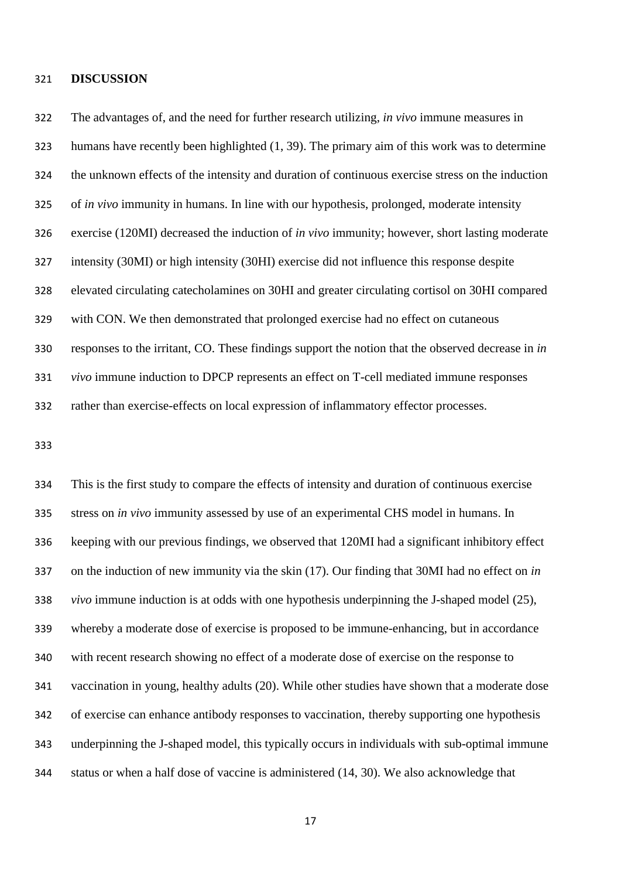## DISCUSSION

The advantages of, and the need for further research utilizing, *in vivo* immune measures in humans have recently been highlighted (1, 39). The primary aim of this work was to determine the unknown effects of the intensity and duration of continuous exercise stress on the induction of *in vivo* immunity in humans. In line with our hypothesis, prolonged, moderate intensity exercise (120MI) decreased the induction of *in vivo* immunity; however, short lasting moderate intensity (30MI) or high intensity (30HI) exercise did not influence this response despite elevated circulating catecholamines on 30HI and greater circulating cortisol on 30HI compared with CON. We then demonstrated that prolonged exercise had no effect on cutaneous responses to the irritant, CO. These findings support the notion that the observed decrease in *in vivo* immune induction to DPCP represents an effect on T-cell mediated immune responses rather than exercise-effects on local expression of inflammatory effector processes.

This is the first study to compare the effects of intensity and duration of continuous exercise stress on *in vivo* immunity assessed by use of an experimental CHS model in humans. In keeping with our previous findings, we observed that 120MI had a significant inhibitory effect on the induction of new immunity via the skin (17). Our finding that 30MI had no effect on *in vivo* immune induction is at odds with one hypothesis underpinning the J-shaped model (25), whereby a moderate dose of exercise is proposed to be immune-enhancing, but in accordance with recent research showing no effect of a moderate dose of exercise on the response to vaccination in young, healthy adults (20). While other studies have shown that a moderate dose of exercise can enhance antibody responses to vaccination, thereby supporting one hypothesis underpinning the J-shaped model, this typically occurs in individuals with sub-optimal immune status or when a half dose of vaccine is administered (14, 30). We also acknowledge that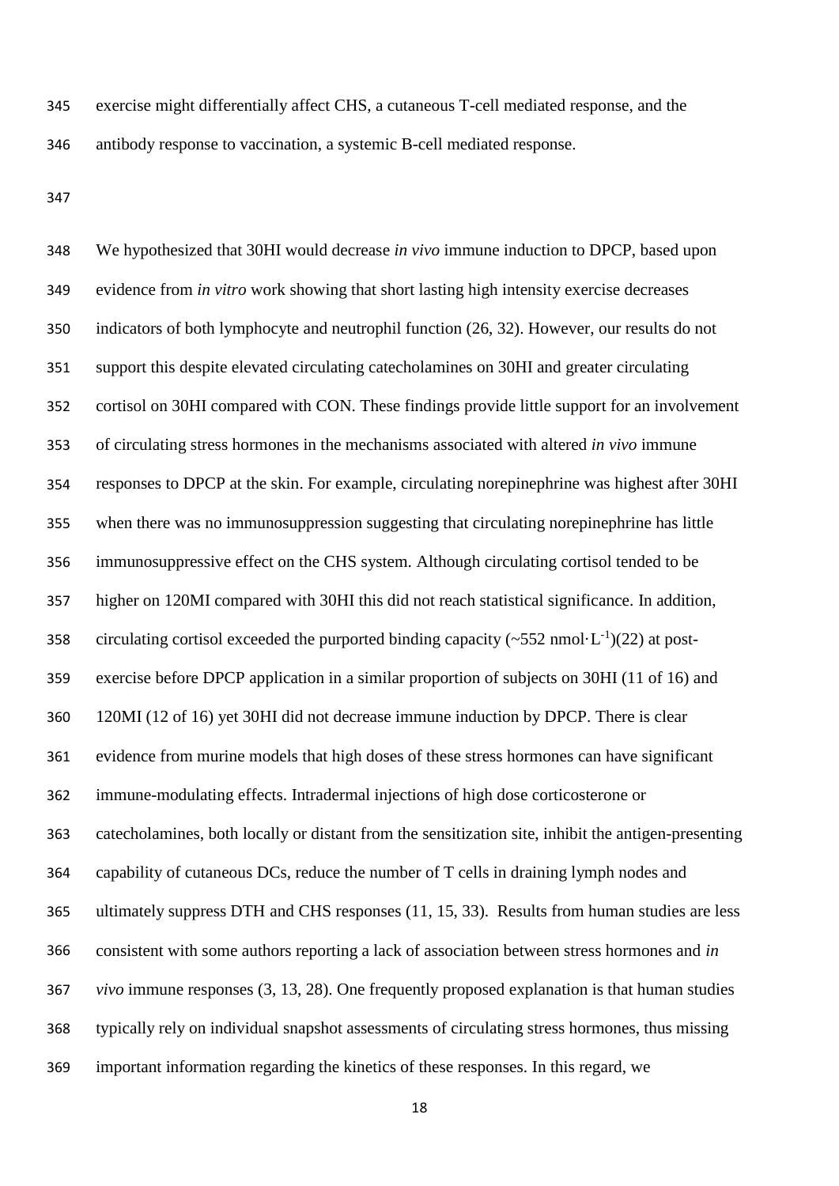exercise might differentially affect CHS, a cutaneous T-cell mediated response, and the antibody response to vaccination, a systemic B-cell mediated response.

We hypothesized that 30HI would decrease *in vivo* immune induction to DPCP, based upon evidence from *in vitro* work showing that short lasting high intensity exercise decreases indicators of both lymphocyte and neutrophil function (26, 32). However, our results do not support this despite elevated circulating catecholamines on 30HI and greater circulating cortisol on 30HI compared with CON. These findings provide little support for an involvement of circulating stress hormones in the mechanisms associated with altered *in vivo* immune responses to DPCP at the skin. For example, circulating norepinephrine was highest after 30HI when there was no immunosuppression suggesting that circulating norepinephrine has little immunosuppressive effect on the CHS system. Although circulating cortisol tended to be higher on 120MI compared with 30HI this did not reach statistical significance. In addition, circulating cortisol exceeded the purported binding capacity (~552 nmol·$L^{-1}$)(22) at post-exercise before DPCP application in a similar proportion of subjects on 30HI (11 of 16) and 120MI (12 of 16) yet 30HI did not decrease immune induction by DPCP. There is clear evidence from murine models that high doses of these stress hormones can have significant immune-modulating effects. Intradermal injections of high dose corticosterone or catecholamines, both locally or distant from the sensitization site, inhibit the antigen-presenting capability of cutaneous DCs, reduce the number of T cells in draining lymph nodes and ultimately suppress DTH and CHS responses (11, 15, 33). Results from human studies are less consistent with some authors reporting a lack of association between stress hormones and *in vivo* immune responses (3, 13, 28). One frequently proposed explanation is that human studies typically rely on individual snapshot assessments of circulating stress hormones, thus missing important information regarding the kinetics of these responses. In this regard, we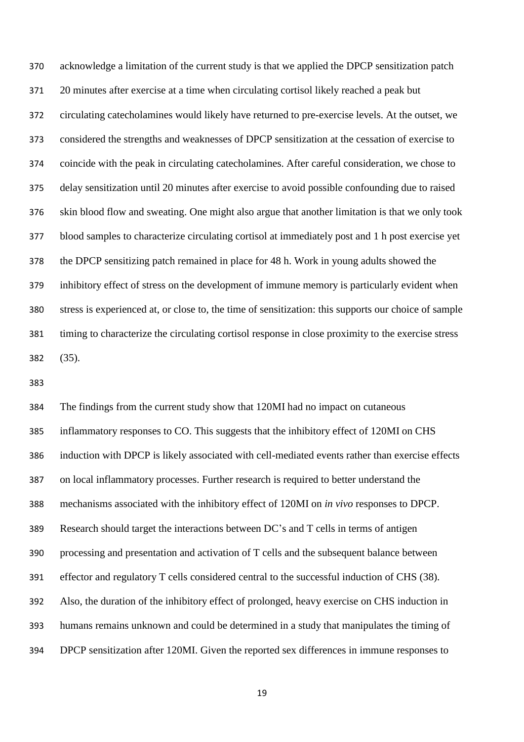acknowledge a limitation of the current study is that we applied the DPCP sensitization patch 20 minutes after exercise at a time when circulating cortisol likely reached a peak but circulating catecholamines would likely have returned to pre-exercise levels. At the outset, we considered the strengths and weaknesses of DPCP sensitization at the cessation of exercise to coincide with the peak in circulating catecholamines. After careful consideration, we chose to delay sensitization until 20 minutes after exercise to avoid possible confounding due to raised skin blood flow and sweating. One might also argue that another limitation is that we only took blood samples to characterize circulating cortisol at immediately post and 1 h post exercise yet the DPCP sensitizing patch remained in place for 48 h. Work in young adults showed the inhibitory effect of stress on the development of immune memory is particularly evident when stress is experienced at, or close to, the time of sensitization: this supports our choice of sample timing to characterize the circulating cortisol response in close proximity to the exercise stress (35).

The findings from the current study show that 120MI had no impact on cutaneous inflammatory responses to CO. This suggests that the inhibitory effect of 120MI on CHS induction with DPCP is likely associated with cell-mediated events rather than exercise effects on local inflammatory processes. Further research is required to better understand the mechanisms associated with the inhibitory effect of 120MI on *in vivo* responses to DPCP. Research should target the interactions between DC's and T cells in terms of antigen processing and presentation and activation of T cells and the subsequent balance between effector and regulatory T cells considered central to the successful induction of CHS (38). Also, the duration of the inhibitory effect of prolonged, heavy exercise on CHS induction in humans remains unknown and could be determined in a study that manipulates the timing of DPCP sensitization after 120MI. Given the reported sex differences in immune responses to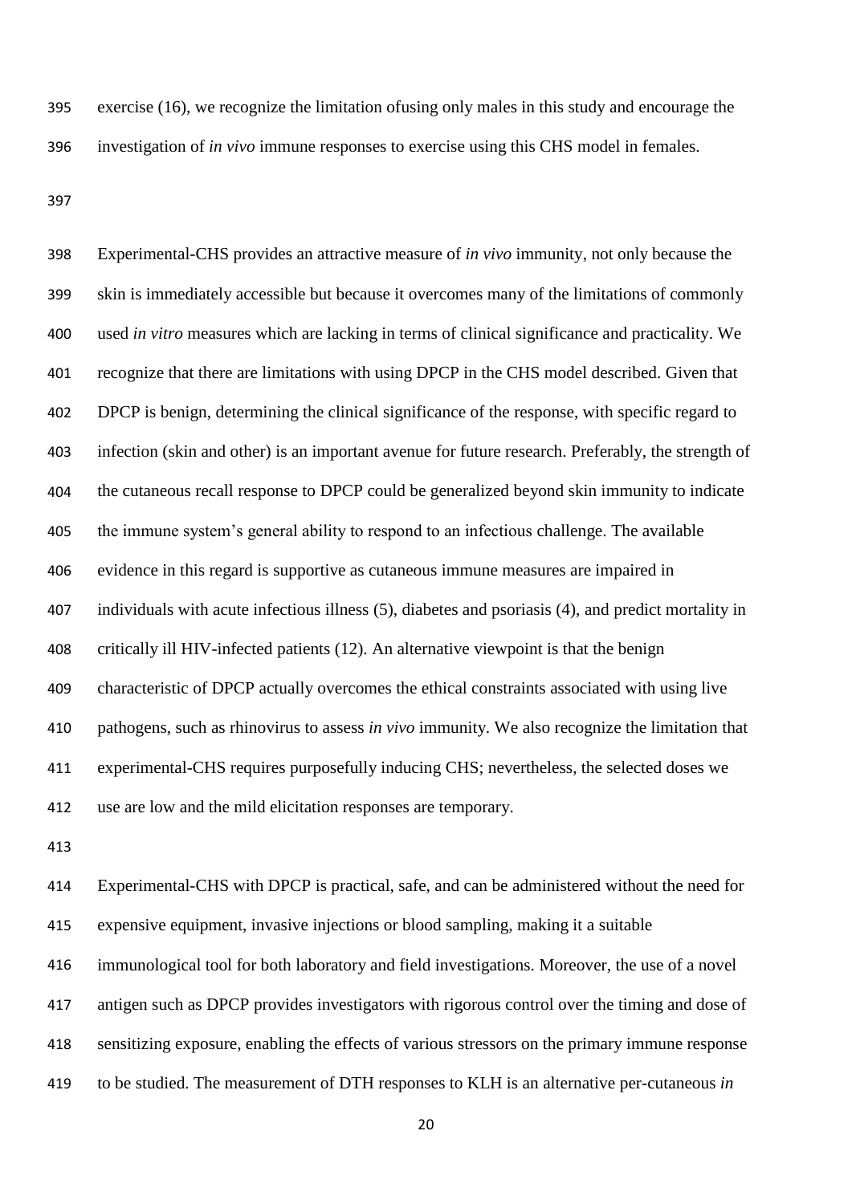exercise (16), we recognize the limitation ofusing only males in this study and encourage the investigation of *in vivo* immune responses to exercise using this CHS model in females.

Experimental-CHS provides an attractive measure of *in vivo* immunity, not only because the skin is immediately accessible but because it overcomes many of the limitations of commonly used *in vitro* measures which are lacking in terms of clinical significance and practicality. We recognize that there are limitations with using DPCP in the CHS model described. Given that DPCP is benign, determining the clinical significance of the response, with specific regard to infection (skin and other) is an important avenue for future research. Preferably, the strength of the cutaneous recall response to DPCP could be generalized beyond skin immunity to indicate the immune system's general ability to respond to an infectious challenge. The available evidence in this regard is supportive as cutaneous immune measures are impaired in individuals with acute infectious illness (5), diabetes and psoriasis (4), and predict mortality in critically ill HIV-infected patients (12). An alternative viewpoint is that the benign characteristic of DPCP actually overcomes the ethical constraints associated with using live pathogens, such as rhinovirus to assess *in vivo* immunity. We also recognize the limitation that experimental-CHS requires purposefully inducing CHS; nevertheless, the selected doses we use are low and the mild elicitation responses are temporary.

Experimental-CHS with DPCP is practical, safe, and can be administered without the need for expensive equipment, invasive injections or blood sampling, making it a suitable immunological tool for both laboratory and field investigations. Moreover, the use of a novel antigen such as DPCP provides investigators with rigorous control over the timing and dose of sensitizing exposure, enabling the effects of various stressors on the primary immune response to be studied. The measurement of DTH responses to KLH is an alternative per-cutaneous *in*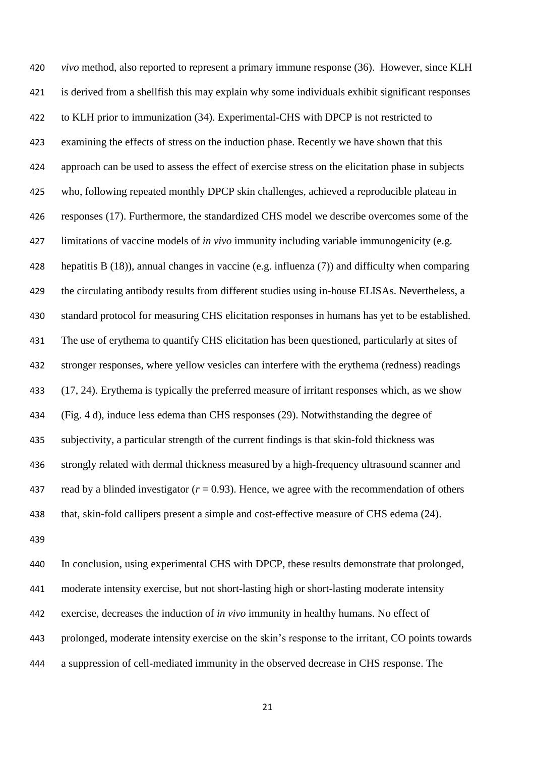*vivo* method, also reported to represent a primary immune response (36). However, since KLH is derived from a shellfish this may explain why some individuals exhibit significant responses to KLH prior to immunization (34). Experimental-CHS with DPCP is not restricted to examining the effects of stress on the induction phase. Recently we have shown that this approach can be used to assess the effect of exercise stress on the elicitation phase in subjects who, following repeated monthly DPCP skin challenges, achieved a reproducible plateau in responses (17). Furthermore, the standardized CHS model we describe overcomes some of the limitations of vaccine models of *in vivo* immunity including variable immunogenicity (e.g. hepatitis B (18)), annual changes in vaccine (e.g. influenza (7)) and difficulty when comparing the circulating antibody results from different studies using in-house ELISAs. Nevertheless, a standard protocol for measuring CHS elicitation responses in humans has yet to be established. The use of erythema to quantify CHS elicitation has been questioned, particularly at sites of stronger responses, where yellow vesicles can interfere with the erythema (redness) readings (17, 24). Erythema is typically the preferred measure of irritant responses which, as we show (Fig. 4 d), induce less edema than CHS responses (29). Notwithstanding the degree of subjectivity, a particular strength of the current findings is that skin-fold thickness was strongly related with dermal thickness measured by a high-frequency ultrasound scanner and read by a blinded investigator ($r = 0.93$). Hence, we agree with the recommendation of others that, skin-fold callipers present a simple and cost-effective measure of CHS edema (24).

In conclusion, using experimental CHS with DPCP, these results demonstrate that prolonged, moderate intensity exercise, but not short-lasting high or short-lasting moderate intensity exercise, decreases the induction of *in vivo* immunity in healthy humans. No effect of prolonged, moderate intensity exercise on the skin's response to the irritant, CO points towards a suppression of cell-mediated immunity in the observed decrease in CHS response. The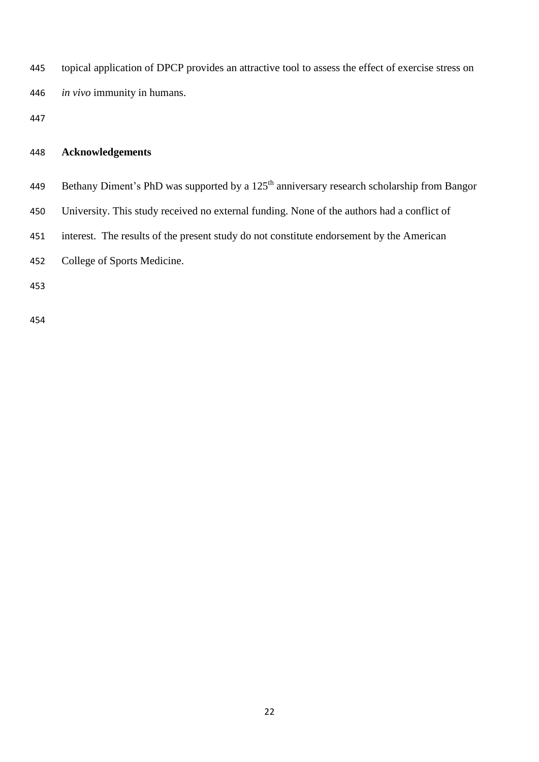topical application of DPCP provides an attractive tool to assess the effect of exercise stress on *in vivo* immunity in humans.

## Acknowledgements

Bethany Diment's PhD was supported by a 125$^{th}$ anniversary research scholarship from Bangor University. This study received no external funding. None of the authors had a conflict of interest. The results of the present study do not constitute endorsement by the American College of Sports Medicine.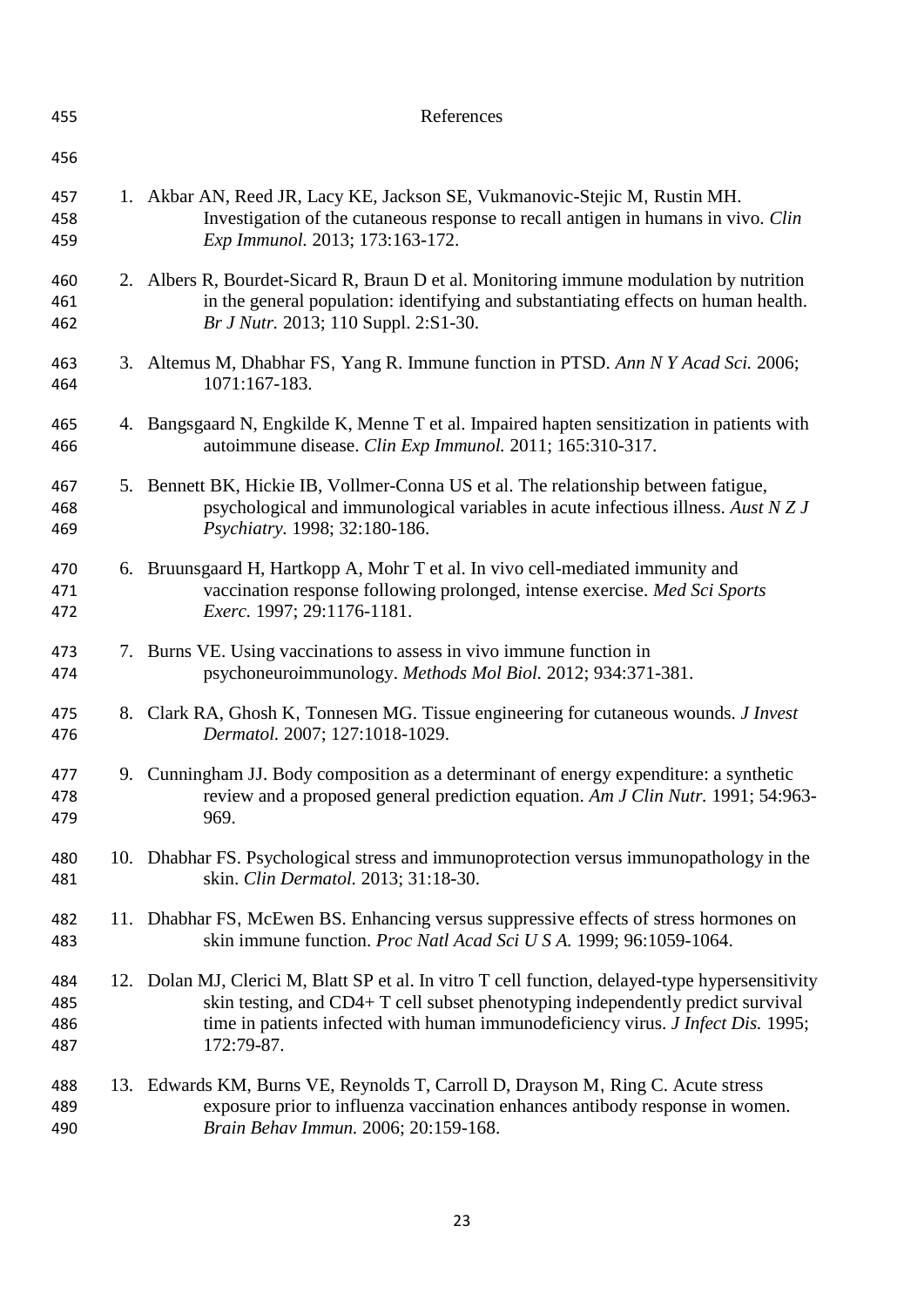# References

1. Akbar AN, Reed JR, Lacy KE, Jackson SE, Vukmanovic-Stejic M, Rustin MH. Investigation of the cutaneous response to recall antigen in humans in vivo. *Clin Exp Immunol.* 2013; 173:163-172.

2. Albers R, Bourdet-Sicard R, Braun D et al. Monitoring immune modulation by nutrition in the general population: identifying and substantiating effects on human health. *Br J Nutr.* 2013; 110 Suppl. 2:S1-30.

3. Altemus M, Dhabhar FS, Yang R. Immune function in PTSD. *Ann N Y Acad Sci.* 2006; 1071:167-183.

4. Bangsgaard N, Engkilde K, Menne T et al. Impaired hapten sensitization in patients with autoimmune disease. *Clin Exp Immunol.* 2011; 165:310-317.

5. Bennett BK, Hickie IB, Vollmer-Conna US et al. The relationship between fatigue, psychological and immunological variables in acute infectious illness. *Aust N Z J Psychiatry.* 1998; 32:180-186.

6. Bruunsgaard H, Hartkopp A, Mohr T et al. In vivo cell-mediated immunity and vaccination response following prolonged, intense exercise. *Med Sci Sports Exerc.* 1997; 29:1176-1181.

7. Burns VE. Using vaccinations to assess in vivo immune function in psychoneuroimmunology. *Methods Mol Biol.* 2012; 934:371-381.

8. Clark RA, Ghosh K, Tonnesen MG. Tissue engineering for cutaneous wounds. *J Invest Dermatol.* 2007; 127:1018-1029.

9. Cunningham JJ. Body composition as a determinant of energy expenditure: a synthetic review and a proposed general prediction equation. *Am J Clin Nutr.* 1991; 54:963-969.

10. Dhabhar FS. Psychological stress and immunoprotection versus immunopathology in the skin. *Clin Dermatol.* 2013; 31:18-30.

11. Dhabhar FS, McEwen BS. Enhancing versus suppressive effects of stress hormones on skin immune function. *Proc Natl Acad Sci U S A.* 1999; 96:1059-1064.

12. Dolan MJ, Clerici M, Blatt SP et al. In vitro T cell function, delayed-type hypersensitivity skin testing, and CD4+ T cell subset phenotyping independently predict survival time in patients infected with human immunodeficiency virus. *J Infect Dis.* 1995; 172:79-87.

13. Edwards KM, Burns VE, Reynolds T, Carroll D, Drayson M, Ring C. Acute stress exposure prior to influenza vaccination enhances antibody response in women. *Brain Behav Immun.* 2006; 20:159-168.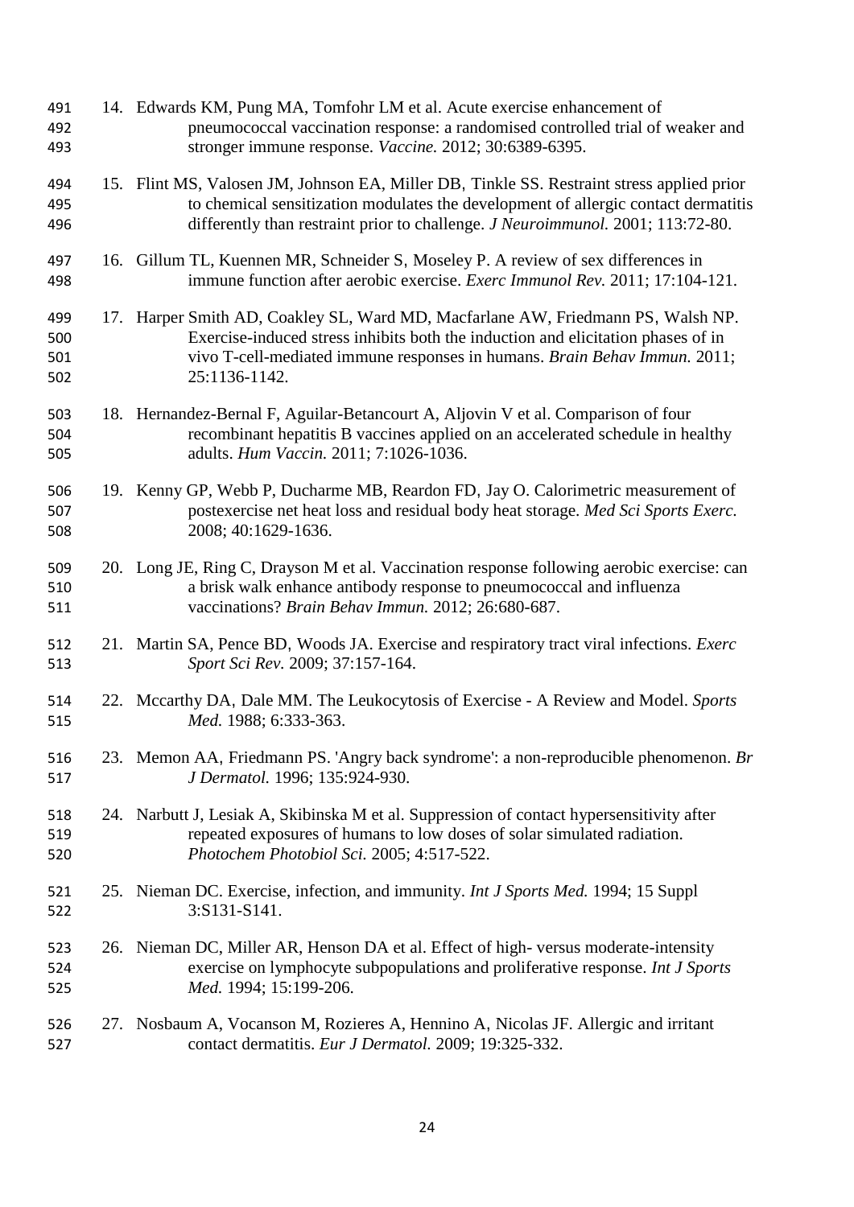14. Edwards KM, Pung MA, Tomfohr LM et al. Acute exercise enhancement of pneumococcal vaccination response: a randomised controlled trial of weaker and stronger immune response. *Vaccine.* 2012; 30:6389-6395.

15. Flint MS, Valosen JM, Johnson EA, Miller DB, Tinkle SS. Restraint stress applied prior to chemical sensitization modulates the development of allergic contact dermatitis differently than restraint prior to challenge. *J Neuroimmunol.* 2001; 113:72-80.

16. Gillum TL, Kuennen MR, Schneider S, Moseley P. A review of sex differences in immune function after aerobic exercise. *Exerc Immunol Rev.* 2011; 17:104-121.

17. Harper Smith AD, Coakley SL, Ward MD, Macfarlane AW, Friedmann PS, Walsh NP. Exercise-induced stress inhibits both the induction and elicitation phases of in vivo T-cell-mediated immune responses in humans. *Brain Behav Immun.* 2011; 25:1136-1142.

18. Hernandez-Bernal F, Aguilar-Betancourt A, Aljovin V et al. Comparison of four recombinant hepatitis B vaccines applied on an accelerated schedule in healthy adults. *Hum Vaccin.* 2011; 7:1026-1036.

19. Kenny GP, Webb P, Ducharme MB, Reardon FD, Jay O. Calorimetric measurement of postexercise net heat loss and residual body heat storage. *Med Sci Sports Exerc.* 2008; 40:1629-1636.

20. Long JE, Ring C, Drayson M et al. Vaccination response following aerobic exercise: can a brisk walk enhance antibody response to pneumococcal and influenza vaccinations? *Brain Behav Immun.* 2012; 26:680-687.

21. Martin SA, Pence BD, Woods JA. Exercise and respiratory tract viral infections. *Exerc Sport Sci Rev.* 2009; 37:157-164.

22. Mccarthy DA, Dale MM. The Leukocytosis of Exercise - A Review and Model. *Sports Med.* 1988; 6:333-363.

23. Memon AA, Friedmann PS. 'Angry back syndrome': a non-reproducible phenomenon. *Br J Dermatol.* 1996; 135:924-930.

24. Narbutt J, Lesiak A, Skibinska M et al. Suppression of contact hypersensitivity after repeated exposures of humans to low doses of solar simulated radiation. *Photochem Photobiol Sci.* 2005; 4:517-522.

25. Nieman DC. Exercise, infection, and immunity. *Int J Sports Med.* 1994; 15 Suppl 3:S131-S141.

26. Nieman DC, Miller AR, Henson DA et al. Effect of high- versus moderate-intensity exercise on lymphocyte subpopulations and proliferative response. *Int J Sports Med.* 1994; 15:199-206.

27. Nosbaum A, Vocanson M, Rozieres A, Hennino A, Nicolas JF. Allergic and irritant contact dermatitis. *Eur J Dermatol.* 2009; 19:325-332.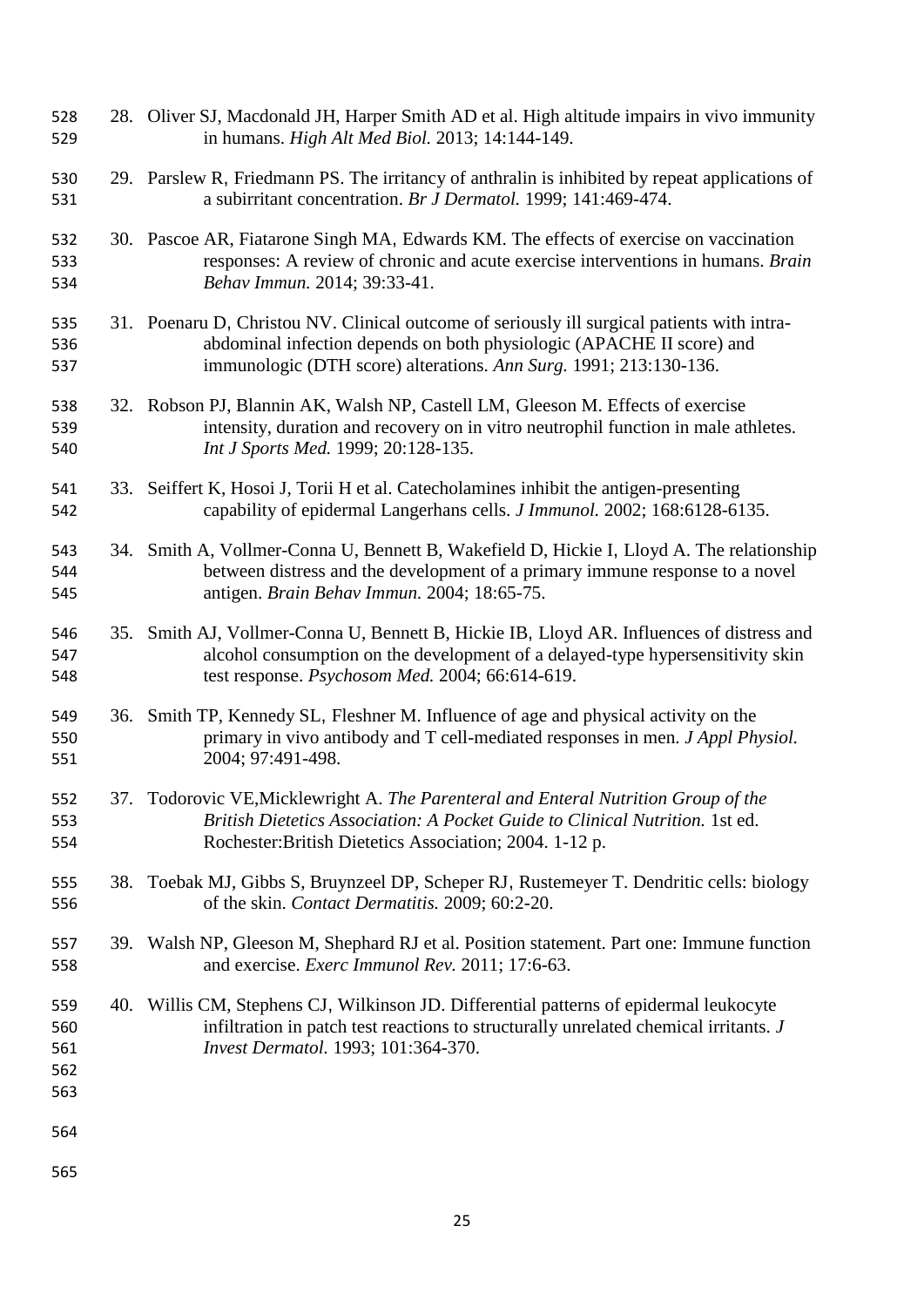28. Oliver SJ, Macdonald JH, Harper Smith AD et al. High altitude impairs in vivo immunity in humans. *High Alt Med Biol.* 2013; 14:144-149.

29. Parslew R, Friedmann PS. The irritancy of anthralin is inhibited by repeat applications of a subirritant concentration. *Br J Dermatol.* 1999; 141:469-474.

30. Pascoe AR, Fiatarone Singh MA, Edwards KM. The effects of exercise on vaccination responses: A review of chronic and acute exercise interventions in humans. *Brain Behav Immun.* 2014; 39:33-41.

31. Poenaru D, Christou NV. Clinical outcome of seriously ill surgical patients with intra-abdominal infection depends on both physiologic (APACHE II score) and immunologic (DTH score) alterations. *Ann Surg.* 1991; 213:130-136.

32. Robson PJ, Blannin AK, Walsh NP, Castell LM, Gleeson M. Effects of exercise intensity, duration and recovery on in vitro neutrophil function in male athletes. *Int J Sports Med.* 1999; 20:128-135.

33. Seiffert K, Hosoi J, Torii H et al. Catecholamines inhibit the antigen-presenting capability of epidermal Langerhans cells. *J Immunol.* 2002; 168:6128-6135.

34. Smith A, Vollmer-Conna U, Bennett B, Wakefield D, Hickie I, Lloyd A. The relationship between distress and the development of a primary immune response to a novel antigen. *Brain Behav Immun.* 2004; 18:65-75.

35. Smith AJ, Vollmer-Conna U, Bennett B, Hickie IB, Lloyd AR. Influences of distress and alcohol consumption on the development of a delayed-type hypersensitivity skin test response. *Psychosom Med.* 2004; 66:614-619.

36. Smith TP, Kennedy SL, Fleshner M. Influence of age and physical activity on the primary in vivo antibody and T cell-mediated responses in men. *J Appl Physiol.* 2004; 97:491-498.

37. Todorovic VE,Micklewright A. *The Parenteral and Enteral Nutrition Group of the British Dietetics Association: A Pocket Guide to Clinical Nutrition.* 1st ed. Rochester:British Dietetics Association; 2004. 1-12 p.

38. Toebak MJ, Gibbs S, Bruynzeel DP, Scheper RJ, Rustemeyer T. Dendritic cells: biology of the skin. *Contact Dermatitis.* 2009; 60:2-20.

39. Walsh NP, Gleeson M, Shephard RJ et al. Position statement. Part one: Immune function and exercise. *Exerc Immunol Rev.* 2011; 17:6-63.

40. Willis CM, Stephens CJ, Wilkinson JD. Differential patterns of epidermal leukocyte infiltration in patch test reactions to structurally unrelated chemical irritants. *J Invest Dermatol.* 1993; 101:364-370.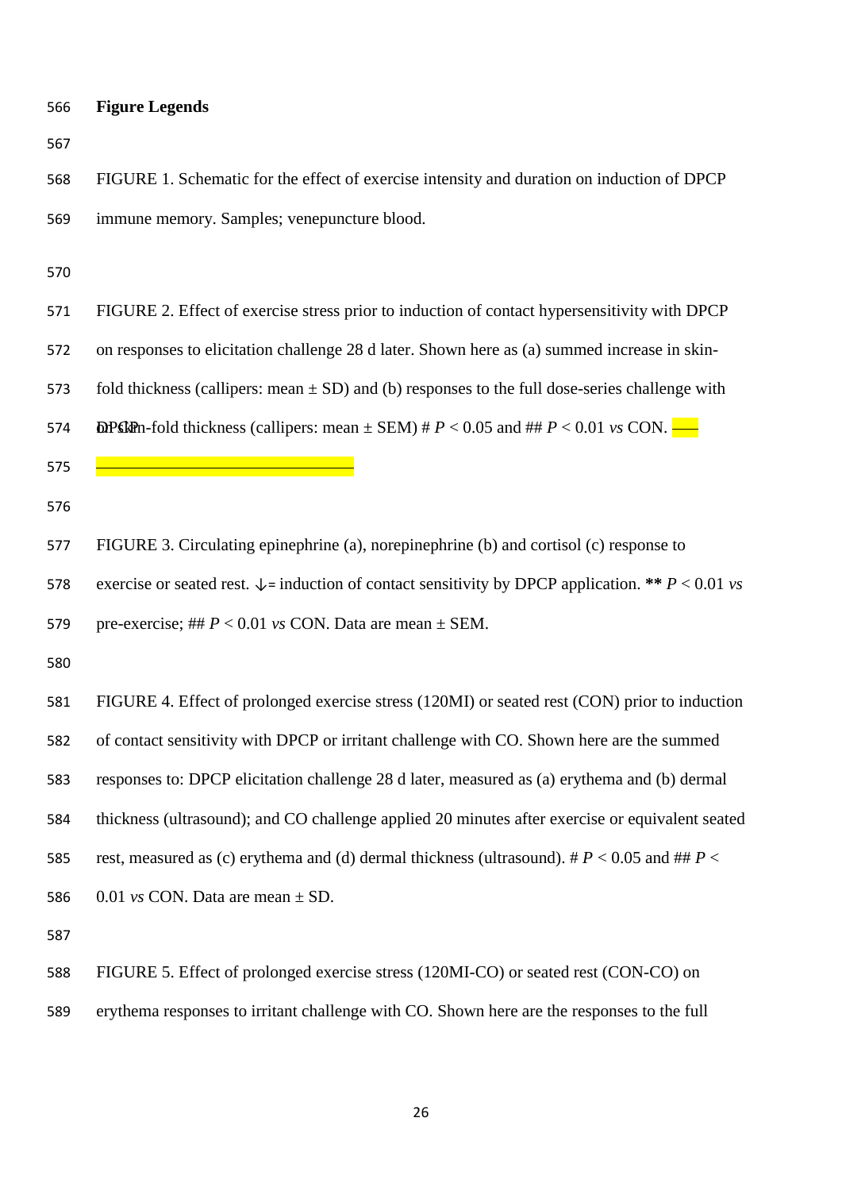**Figure Legends**

FIGURE 1. Schematic for the effect of exercise intensity and duration on induction of DPCP immune memory. Samples; venepuncture blood.

FIGURE 2. Effect of exercise stress prior to induction of contact hypersensitivity with DPCP on responses to elicitation challenge 28 d later. Shown here as (a) summed increase in skin-fold thickness (callipers: mean ± SD) and (b) responses to the full dose-series challenge with DPCP on skin-fold thickness (callipers: mean ± SEM) # $P < 0.05$ and ## $P < 0.01$ *vs* CON.

FIGURE 3. Circulating epinephrine (a), norepinephrine (b) and cortisol (c) response to exercise or seated rest. ↓= induction of contact sensitivity by DPCP application. **\*\*** $P < 0.01$ *vs* pre-exercise; ## $P < 0.01$ *vs* CON. Data are mean ± SEM.

FIGURE 4. Effect of prolonged exercise stress (120MI) or seated rest (CON) prior to induction of contact sensitivity with DPCP or irritant challenge with CO. Shown here are the summed responses to: DPCP elicitation challenge 28 d later, measured as (a) erythema and (b) dermal thickness (ultrasound); and CO challenge applied 20 minutes after exercise or equivalent seated rest, measured as (c) erythema and (d) dermal thickness (ultrasound). # $P < 0.05$ and ## $P < 0.01$ *vs* CON. Data are mean ± SD.

FIGURE 5. Effect of prolonged exercise stress (120MI-CO) or seated rest (CON-CO) on erythema responses to irritant challenge with CO. Shown here are the responses to the full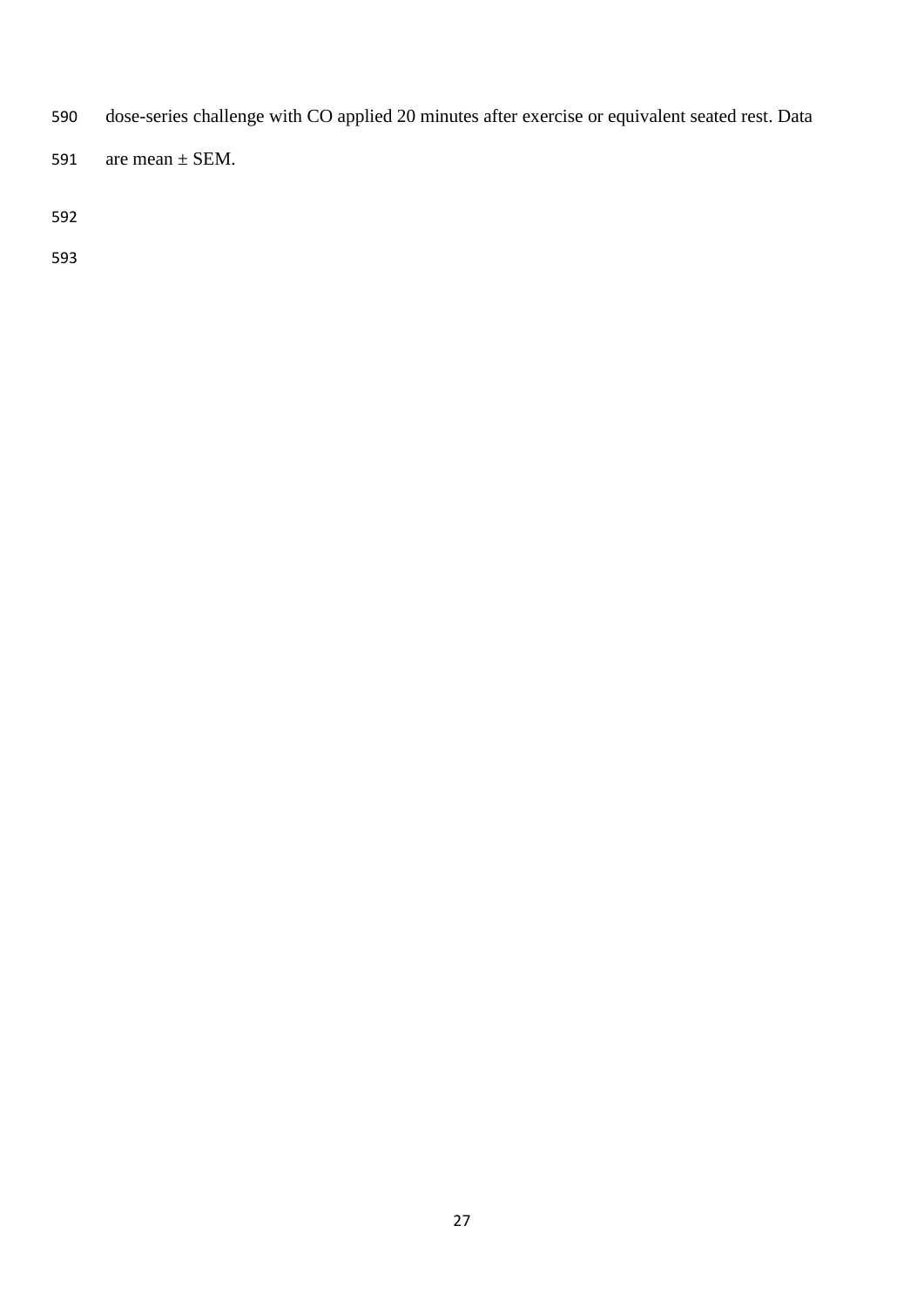dose-series challenge with CO applied 20 minutes after exercise or equivalent seated rest. Data are mean ± SEM.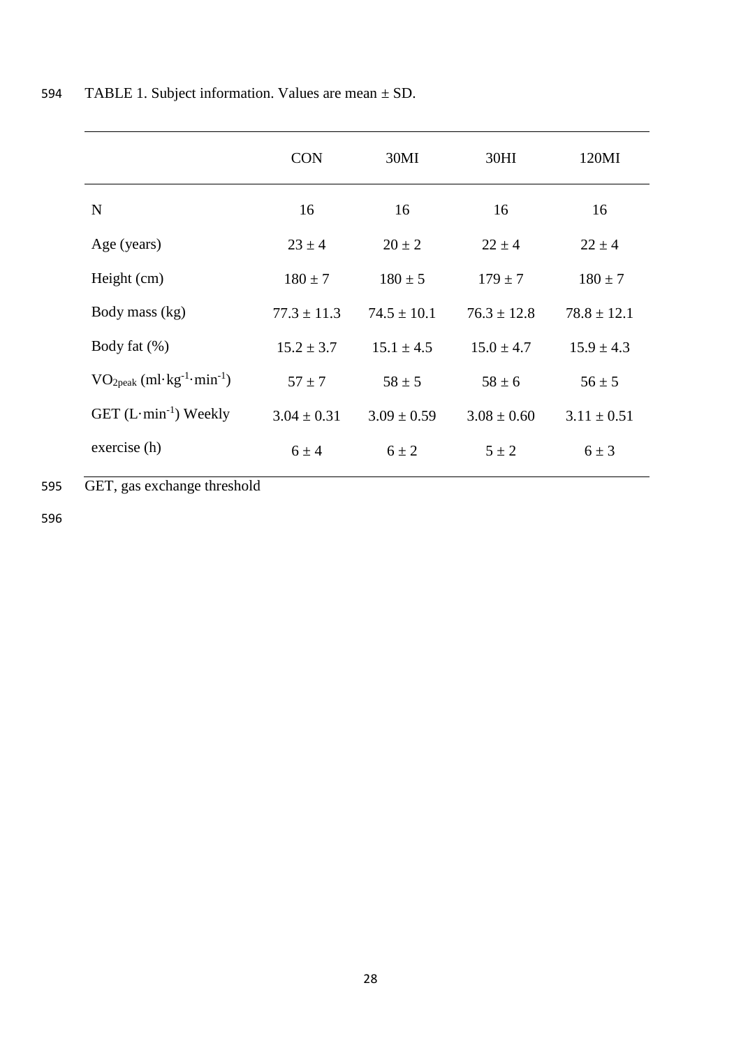TABLE 1. Subject information. Values are mean ± SD.

| | CON | 30MI | 30HI | 120MI |
|---|---|---|---|---|
| N | 16 | 16 | 16 | 16 |
| Age (years) | 23 ± 4 | 20 ± 2 | 22 ± 4 | 22 ± 4 |
| Height (cm) | 180 ± 7 | 180 ± 5 | 179 ± 7 | 180 ± 7 |
| Body mass (kg) | 77.3 ± 11.3 | 74.5 ± 10.1 | 76.3 ± 12.8 | 78.8 ± 12.1 |
| Body fat (%) | 15.2 ± 3.7 | 15.1 ± 4.5 | 15.0 ± 4.7 | 15.9 ± 4.3 |
| $VO_{2peak}$ ($ml \cdot kg^{-1} \cdot min^{-1}$) | 57 ± 7 | 58 ± 5 | 58 ± 6 | 56 ± 5 |
| GET ($L \cdot min^{-1}$) | 3.04 ± 0.31 | 3.09 ± 0.59 | 3.08 ± 0.60 | 3.11 ± 0.51 |
| Weekly exercise (h) | 6 ± 4 | 6 ± 2 | 5 ± 2 | 6 ± 3 |

GET, gas exchange threshold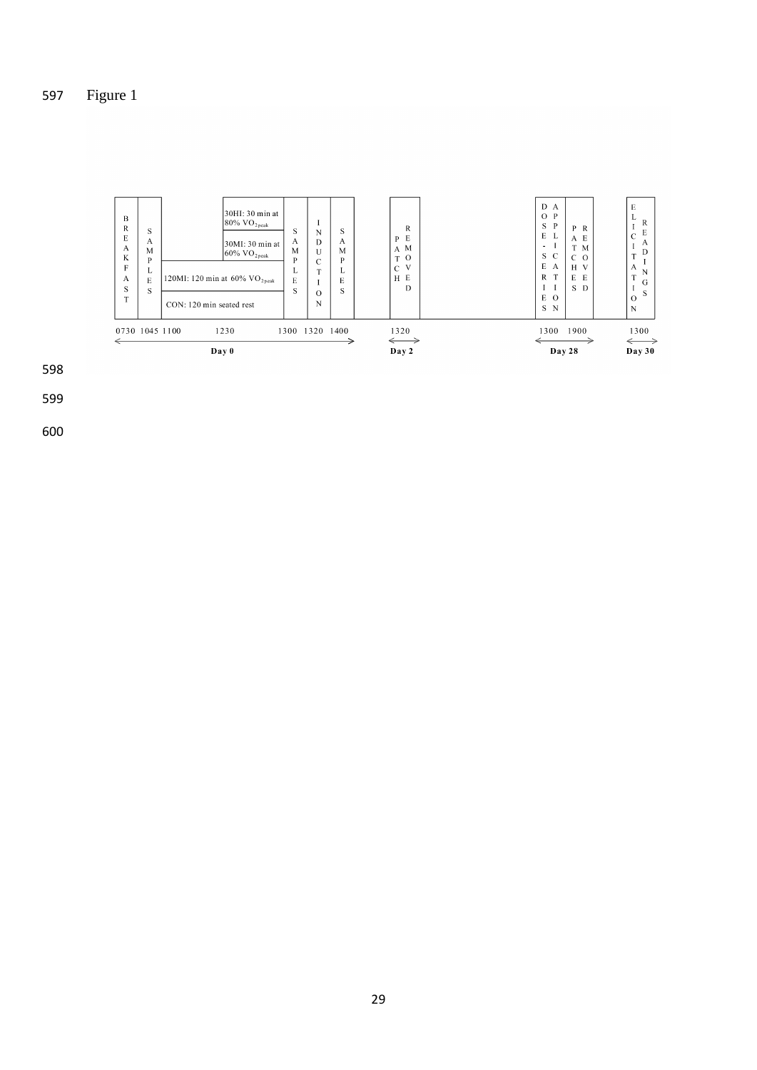Figure 1

| Time | Day 0 activity |
|---|---|
| 0730 | BREAKFAST |
| 1045 | SAMPLES |
| 1100 | 120MI: 120 min at 60% $VO_{2peak}$ / CON: 120 min seated rest |
| 1230 | 30HI: 30 min at 80% $VO_{2peak}$ / 30MI: 30 min at 60% $VO_{2peak}$ |
| 1300 | SAMPLES |
| 1320 | INDUCTION |
| 1400 | SAMPLES |

| Day | Time | Activity |
|---|---|---|
| Day 2 | 1320 | PATCH REMOVED |
| Day 28 | 1300 | DOSE-SERIES APPLICATION |
| Day 28 | 1900 | PATCHES REMOVED |
| Day 30 | 1300 | ELICITATION READINGS |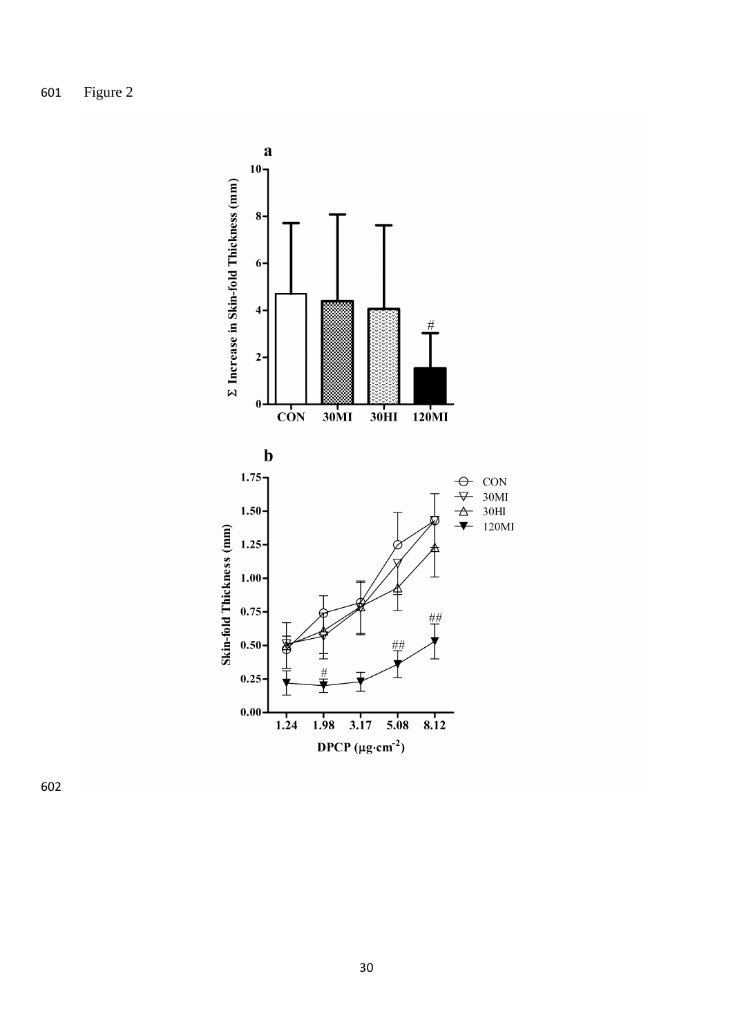Figure 2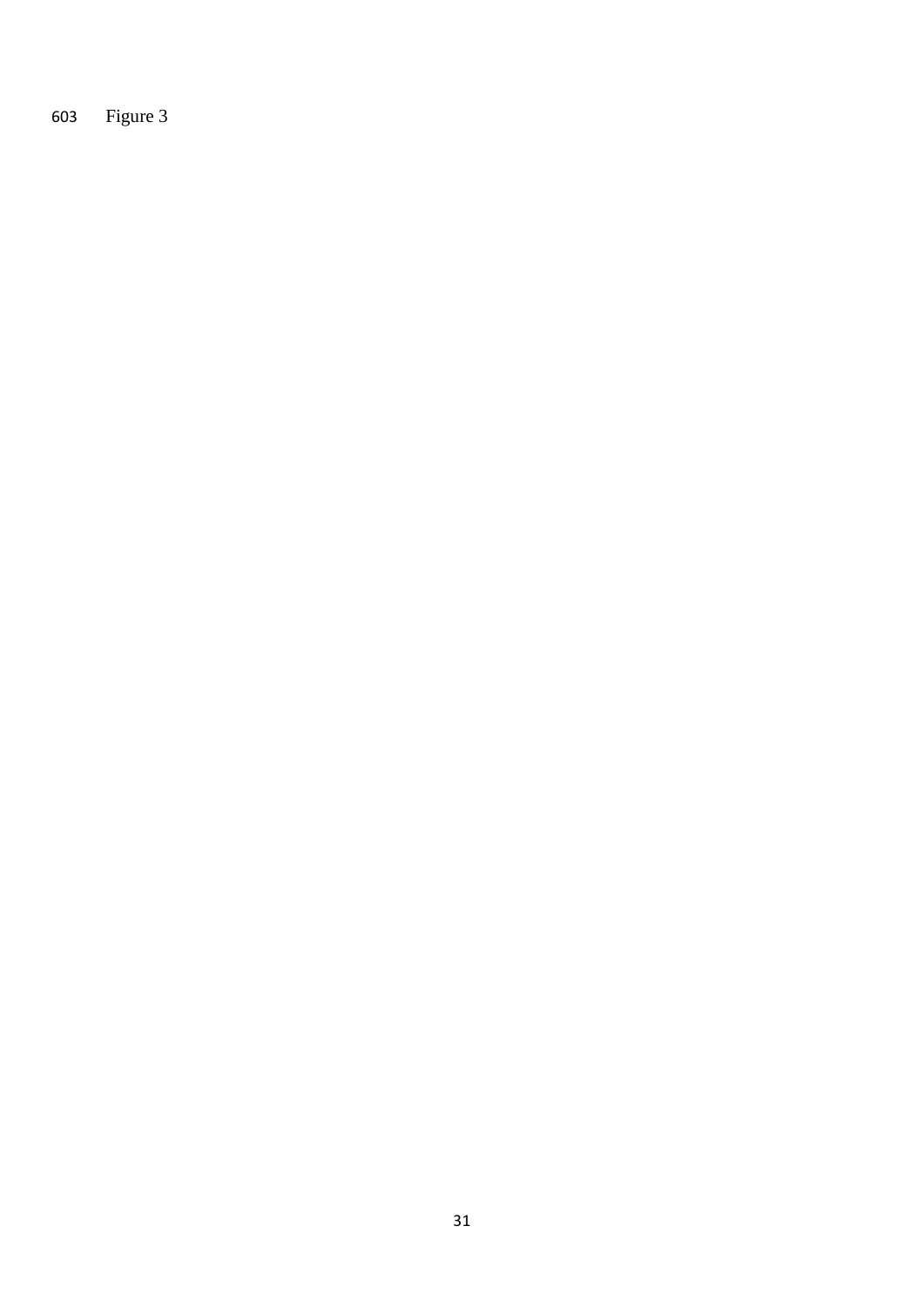Figure 3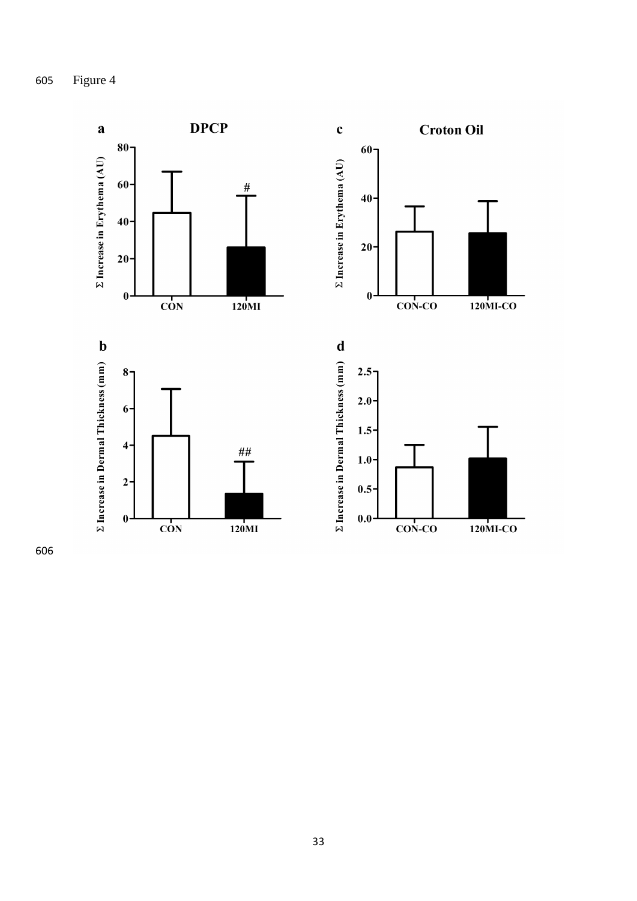Figure 4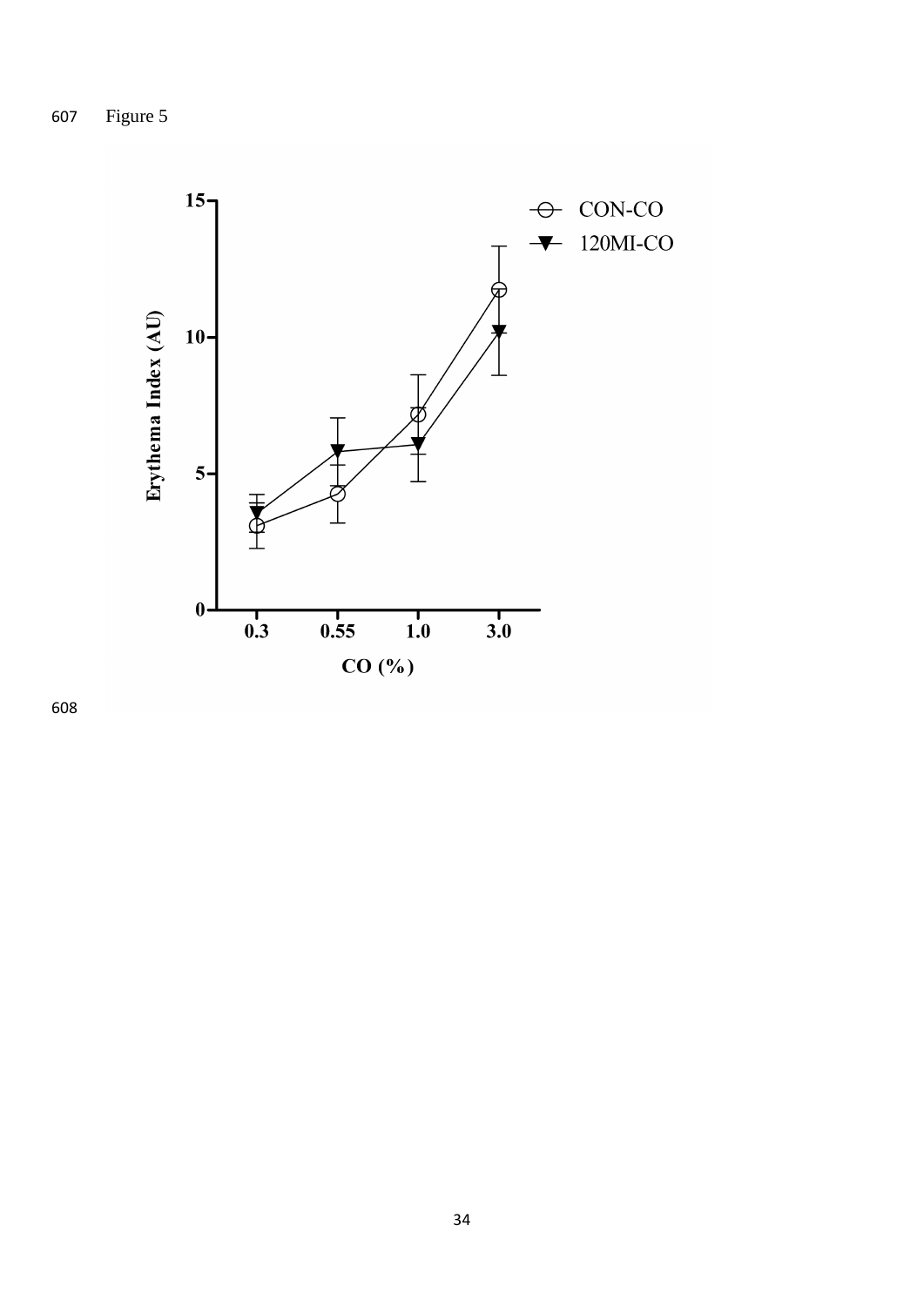Figure 5

15
10
5
0
Erythema Index (AU)

0.3
0.55
1.0
3.0
CO (%)

CON-CO
120MI-CO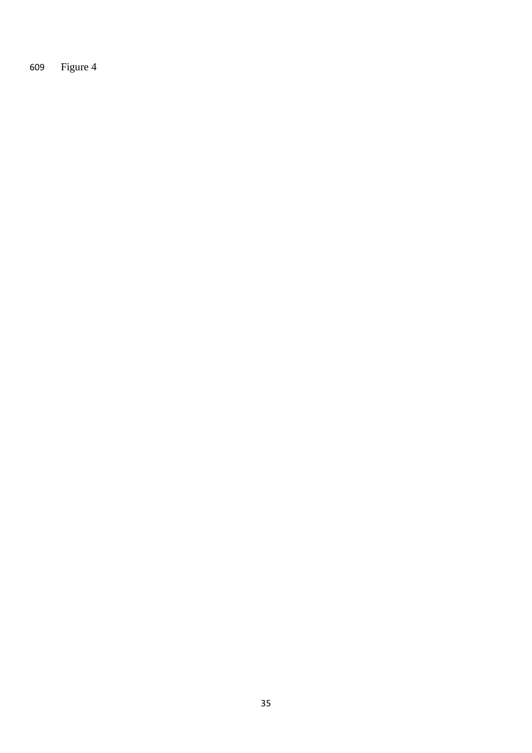Figure 4